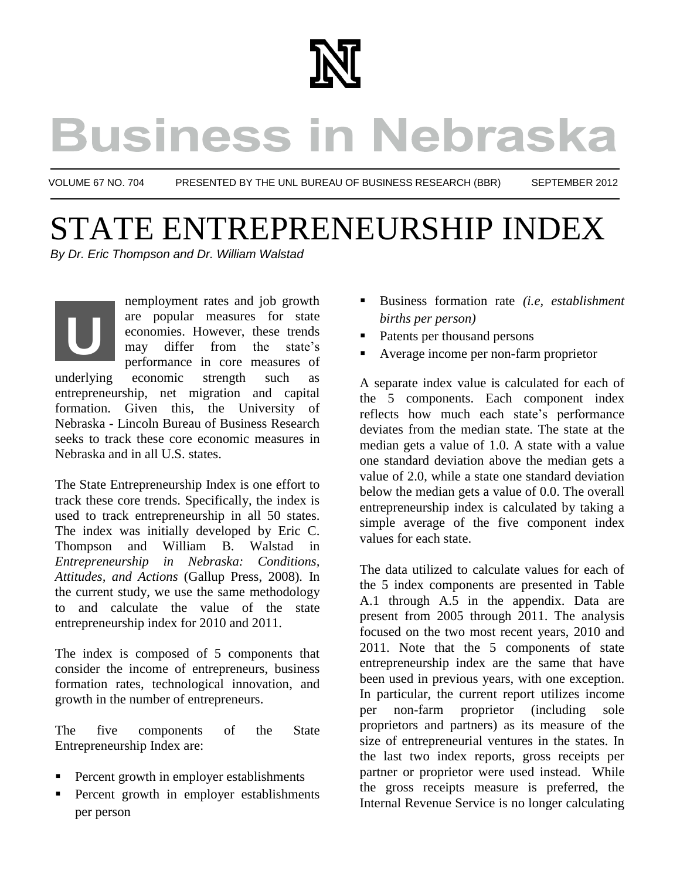# Business in Nebraska

VOLUME 67 NO. 704 PRESENTED BY THE UNL BUREAU OF BUSINESS RESEARCH (BBR) SEPTEMBER 2012

# STATE ENTREPRENEURSHIP INDEX

*By Dr. Eric Thompson and Dr. William Walstad*

Unemployment rates and job growth are popular measures for state economies. However, these trends may differ from the state's performance in core measures of underlying economic strength such as entrepreneurship, net migration and capital formation. Given this, the University of Nebraska - Lincoln Bureau of Business Research seeks to track these core economic measures in Nebraska and in all U.S. states.

The State Entrepreneurship Index is one effort to track these core trends. Specifically, the index is used to track entrepreneurship in all 50 states. The index was initially developed by Eric C. Thompson and William B. Walstad in *Entrepreneurship in Nebraska: Conditions, Attitudes, and Actions* (Gallup Press, 2008). In the current study, we use the same methodology to and calculate the value of the state entrepreneurship index for 2010 and 2011.

The index is composed of 5 components that consider the income of entrepreneurs, business formation rates, technological innovation, and growth in the number of entrepreneurs.

The five components of the State Entrepreneurship Index are:

- Percent growth in employer establishments
- Percent growth in employer establishments per person
- Business formation rate *(i.e, establishment births per person)*
- Patents per thousand persons
- Average income per non-farm proprietor

A separate index value is calculated for each of the 5 components. Each component index reflects how much each state's performance deviates from the median state. The state at the median gets a value of 1.0. A state with a value one standard deviation above the median gets a value of 2.0, while a state one standard deviation below the median gets a value of 0.0. The overall entrepreneurship index is calculated by taking a simple average of the five component index values for each state.

The data utilized to calculate values for each of the 5 index components are presented in Table A.1 through A.5 in the appendix. Data are present from 2005 through 2011. The analysis focused on the two most recent years, 2010 and 2011. Note that the 5 components of state entrepreneurship index are the same that have been used in previous years, with one exception. In particular, the current report utilizes income per non-farm proprietor (including sole proprietors and partners) as its measure of the size of entrepreneurial ventures in the states. In the last two index reports, gross receipts per partner or proprietor were used instead. While the gross receipts measure is preferred, the Internal Revenue Service is no longer calculating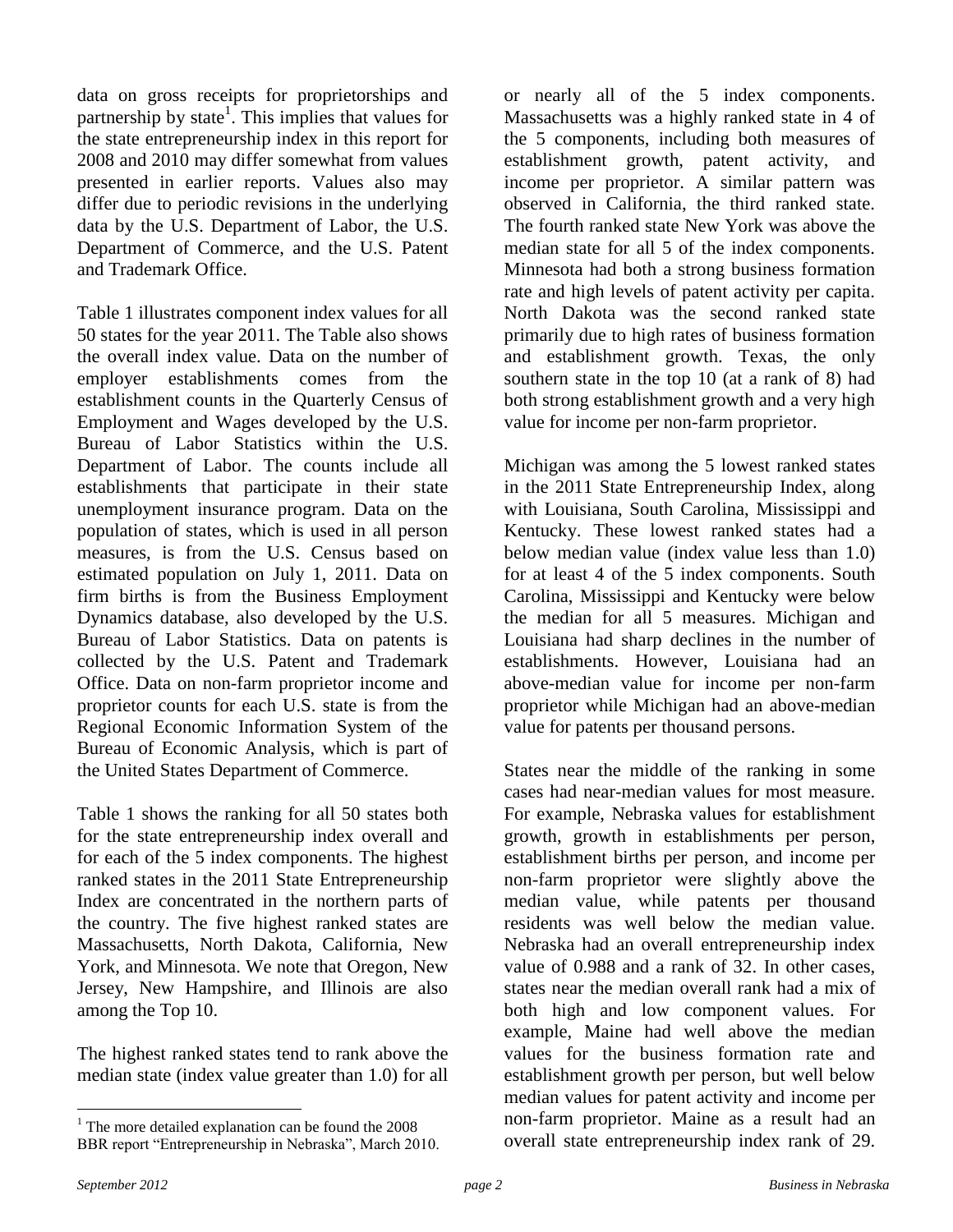data on gross receipts for proprietorships and partnership by state[1]. This implies that values for the state entrepreneurship index in this report for 2008 and 2010 may differ somewhat from values presented in earlier reports. Values also may differ due to periodic revisions in the underlying data by the U.S. Department of Labor, the U.S. Department of Commerce, and the U.S. Patent and Trademark Office.

Table 1 illustrates component index values for all 50 states for the year 2011. The Table also shows the overall index value. Data on the number of employer establishments comes from the establishment counts in the Quarterly Census of Employment and Wages developed by the U.S. Bureau of Labor Statistics within the U.S. Department of Labor. The counts include all establishments that participate in their state unemployment insurance program. Data on the population of states, which is used in all person measures, is from the U.S. Census based on estimated population on July 1, 2011. Data on firm births is from the Business Employment Dynamics database, also developed by the U.S. Bureau of Labor Statistics. Data on patents is collected by the U.S. Patent and Trademark Office. Data on non-farm proprietor income and proprietor counts for each U.S. state is from the Regional Economic Information System of the Bureau of Economic Analysis, which is part of the United States Department of Commerce.

Table 1 shows the ranking for all 50 states both for the state entrepreneurship index overall and for each of the 5 index components. The highest ranked states in the 2011 State Entrepreneurship Index are concentrated in the northern parts of the country. The five highest ranked states are Massachusetts, North Dakota, California, New York, and Minnesota. We note that Oregon, New Jersey, New Hampshire, and Illinois are also among the Top 10.

The highest ranked states tend to rank above the median state (index value greater than 1.0) for all or nearly all of the 5 index components. Massachusetts was a highly ranked state in 4 of the 5 components, including both measures of establishment growth, patent activity, and income per proprietor. A similar pattern was observed in California, the third ranked state. The fourth ranked state New York was above the median state for all 5 of the index components. Minnesota had both a strong business formation rate and high levels of patent activity per capita. North Dakota was the second ranked state primarily due to high rates of business formation and establishment growth. Texas, the only southern state in the top 10 (at a rank of 8) had both strong establishment growth and a very high value for income per non-farm proprietor.

Michigan was among the 5 lowest ranked states in the 2011 State Entrepreneurship Index, along with Louisiana, South Carolina, Mississippi and Kentucky. These lowest ranked states had a below median value (index value less than 1.0) for at least 4 of the 5 index components. South Carolina, Mississippi and Kentucky were below the median for all 5 measures. Michigan and Louisiana had sharp declines in the number of establishments. However, Louisiana had an above-median value for income per non-farm proprietor while Michigan had an above-median value for patents per thousand persons.

States near the middle of the ranking in some cases had near-median values for most measure. For example, Nebraska values for establishment growth, growth in establishments per person, establishment births per person, and income per non-farm proprietor were slightly above the median value, while patents per thousand residents was well below the median value. Nebraska had an overall entrepreneurship index value of 0.988 and a rank of 32. In other cases, states near the median overall rank had a mix of both high and low component values. For example, Maine had well above the median values for the business formation rate and establishment growth per person, but well below median values for patent activity and income per non-farm proprietor. Maine as a result had an overall state entrepreneurship index rank of 29.

[1] The more detailed explanation can be found the 2008 BBR report "Entrepreneurship in Nebraska", March 2010.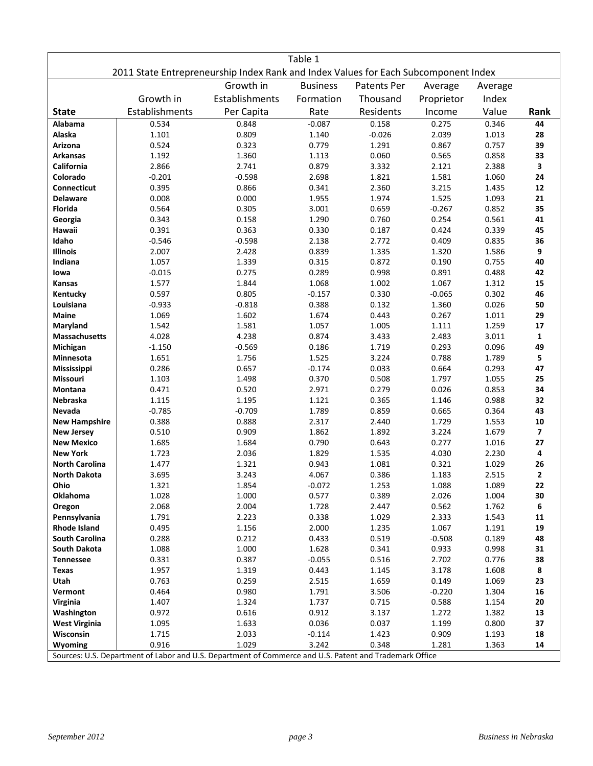Table 1

2011 State Entrepreneurship Index Rank and Index Values for Each Subcomponent Index

| State | Growth in Establishments | Growth in Establishments Per Capita | Business Formation Rate | Patents Per Thousand Residents | Average Proprietor Income | Average Index Value | Rank |
|---|---|---|---|---|---|---|---|
| **Alabama** | 0.534 | 0.848 | -0.087 | 0.158 | 0.275 | 0.346 | **44** |
| **Alaska** | 1.101 | 0.809 | 1.140 | -0.026 | 2.039 | 1.013 | **28** |
| **Arizona** | 0.524 | 0.323 | 0.779 | 1.291 | 0.867 | 0.757 | **39** |
| **Arkansas** | 1.192 | 1.360 | 1.113 | 0.060 | 0.565 | 0.858 | **33** |
| **California** | 2.866 | 2.741 | 0.879 | 3.332 | 2.121 | 2.388 | **3** |
| **Colorado** | -0.201 | -0.598 | 2.698 | 1.821 | 1.581 | 1.060 | **24** |
| **Connecticut** | 0.395 | 0.866 | 0.341 | 2.360 | 3.215 | 1.435 | **12** |
| **Delaware** | 0.008 | 0.000 | 1.955 | 1.974 | 1.525 | 1.093 | **21** |
| **Florida** | 0.564 | 0.305 | 3.001 | 0.659 | -0.267 | 0.852 | **35** |
| **Georgia** | 0.343 | 0.158 | 1.290 | 0.760 | 0.254 | 0.561 | **41** |
| **Hawaii** | 0.391 | 0.363 | 0.330 | 0.187 | 0.424 | 0.339 | **45** |
| **Idaho** | -0.546 | -0.598 | 2.138 | 2.772 | 0.409 | 0.835 | **36** |
| **Illinois** | 2.007 | 2.428 | 0.839 | 1.335 | 1.320 | 1.586 | **9** |
| **Indiana** | 1.057 | 1.339 | 0.315 | 0.872 | 0.190 | 0.755 | **40** |
| **Iowa** | -0.015 | 0.275 | 0.289 | 0.998 | 0.891 | 0.488 | **42** |
| **Kansas** | 1.577 | 1.844 | 1.068 | 1.002 | 1.067 | 1.312 | **15** |
| **Kentucky** | 0.597 | 0.805 | -0.157 | 0.330 | -0.065 | 0.302 | **46** |
| **Louisiana** | -0.933 | -0.818 | 0.388 | 0.132 | 1.360 | 0.026 | **50** |
| **Maine** | 1.069 | 1.602 | 1.674 | 0.443 | 0.267 | 1.011 | **29** |
| **Maryland** | 1.542 | 1.581 | 1.057 | 1.005 | 1.111 | 1.259 | **17** |
| **Massachusetts** | 4.028 | 4.238 | 0.874 | 3.433 | 2.483 | 3.011 | **1** |
| **Michigan** | -1.150 | -0.569 | 0.186 | 1.719 | 0.293 | 0.096 | **49** |
| **Minnesota** | 1.651 | 1.756 | 1.525 | 3.224 | 0.788 | 1.789 | **5** |
| **Mississippi** | 0.286 | 0.657 | -0.174 | 0.033 | 0.664 | 0.293 | **47** |
| **Missouri** | 1.103 | 1.498 | 0.370 | 0.508 | 1.797 | 1.055 | **25** |
| **Montana** | 0.471 | 0.520 | 2.971 | 0.279 | 0.026 | 0.853 | **34** |
| **Nebraska** | 1.115 | 1.195 | 1.121 | 0.365 | 1.146 | 0.988 | **32** |
| **Nevada** | -0.785 | -0.709 | 1.789 | 0.859 | 0.665 | 0.364 | **43** |
| **New Hampshire** | 0.388 | 0.888 | 2.317 | 2.440 | 1.729 | 1.553 | **10** |
| **New Jersey** | 0.510 | 0.909 | 1.862 | 1.892 | 3.224 | 1.679 | **7** |
| **New Mexico** | 1.685 | 1.684 | 0.790 | 0.643 | 0.277 | 1.016 | **27** |
| **New York** | 1.723 | 2.036 | 1.829 | 1.535 | 4.030 | 2.230 | **4** |
| **North Carolina** | 1.477 | 1.321 | 0.943 | 1.081 | 0.321 | 1.029 | **26** |
| **North Dakota** | 3.695 | 3.243 | 4.067 | 0.386 | 1.183 | 2.515 | **2** |
| **Ohio** | 1.321 | 1.854 | -0.072 | 1.253 | 1.088 | 1.089 | **22** |
| **Oklahoma** | 1.028 | 1.000 | 0.577 | 0.389 | 2.026 | 1.004 | **30** |
| **Oregon** | 2.068 | 2.004 | 1.728 | 2.447 | 0.562 | 1.762 | **6** |
| **Pennsylvania** | 1.791 | 2.223 | 0.338 | 1.029 | 2.333 | 1.543 | **11** |
| **Rhode Island** | 0.495 | 1.156 | 2.000 | 1.235 | 1.067 | 1.191 | **19** |
| **South Carolina** | 0.288 | 0.212 | 0.433 | 0.519 | -0.508 | 0.189 | **48** |
| **South Dakota** | 1.088 | 1.000 | 1.628 | 0.341 | 0.933 | 0.998 | **31** |
| **Tennessee** | 0.331 | 0.387 | -0.055 | 0.516 | 2.702 | 0.776 | **38** |
| **Texas** | 1.957 | 1.319 | 0.443 | 1.145 | 3.178 | 1.608 | **8** |
| **Utah** | 0.763 | 0.259 | 2.515 | 1.659 | 0.149 | 1.069 | **23** |
| **Vermont** | 0.464 | 0.980 | 1.791 | 3.506 | -0.220 | 1.304 | **16** |
| **Virginia** | 1.407 | 1.324 | 1.737 | 0.715 | 0.588 | 1.154 | **20** |
| **Washington** | 0.972 | 0.616 | 0.912 | 3.137 | 1.272 | 1.382 | **13** |
| **West Virginia** | 1.095 | 1.633 | 0.036 | 0.037 | 1.199 | 0.800 | **37** |
| **Wisconsin** | 1.715 | 2.033 | -0.114 | 1.423 | 0.909 | 1.193 | **18** |
| **Wyoming** | 0.916 | 1.029 | 3.242 | 0.348 | 1.281 | 1.363 | **14** |

Sources: U.S. Department of Labor and U.S. Department of Commerce and U.S. Patent and Trademark Office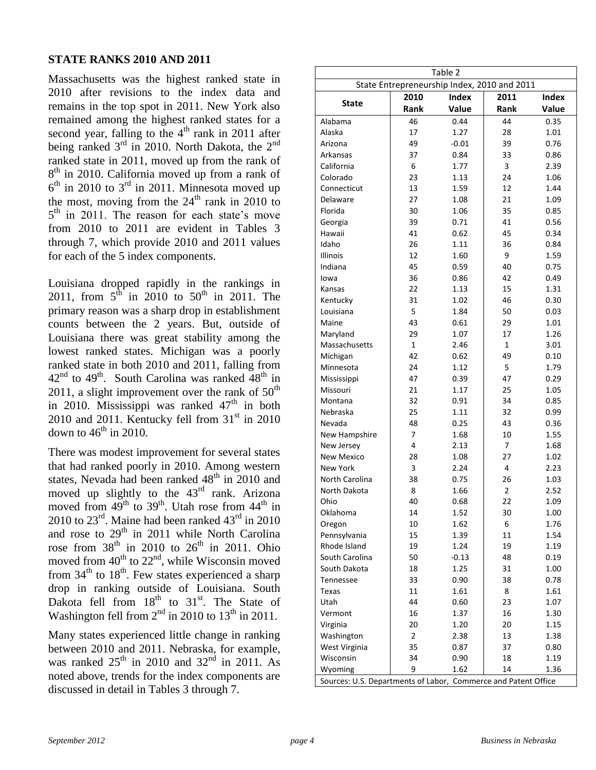## STATE RANKS 2010 AND 2011

Massachusetts was the highest ranked state in 2010 after revisions to the index data and remains in the top spot in 2011. New York also remained among the highest ranked states for a second year, falling to the 4th rank in 2011 after being ranked 3rd in 2010. North Dakota, the 2nd ranked state in 2011, moved up from the rank of 8th in 2010. California moved up from a rank of 6th in 2010 to 3rd in 2011. Minnesota moved up the most, moving from the 24th rank in 2010 to 5th in 2011. The reason for each state's move from 2010 to 2011 are evident in Tables 3 through 7, which provide 2010 and 2011 values for each of the 5 index components.

Louisiana dropped rapidly in the rankings in 2011, from 5th in 2010 to 50th in 2011. The primary reason was a sharp drop in establishment counts between the 2 years. But, outside of Louisiana there was great stability among the lowest ranked states. Michigan was a poorly ranked state in both 2010 and 2011, falling from 42nd to 49th. South Carolina was ranked 48th in 2011, a slight improvement over the rank of 50th in 2010. Mississippi was ranked 47th in both 2010 and 2011. Kentucky fell from 31st in 2010 down to 46th in 2010.

There was modest improvement for several states that had ranked poorly in 2010. Among western states, Nevada had been ranked 48th in 2010 and moved up slightly to the 43rd rank. Arizona moved from 49th to 39th. Utah rose from 44th in 2010 to 23rd. Maine had been ranked 43rd in 2010 and rose to 29th in 2011 while North Carolina rose from 38th in 2010 to 26th in 2011. Ohio moved from 40th to 22nd, while Wisconsin moved from 34th to 18th. Few states experienced a sharp drop in ranking outside of Louisiana. South Dakota fell from 18th to 31st. The State of Washington fell from 2nd in 2010 to 13th in 2011.

Many states experienced little change in ranking between 2010 and 2011. Nebraska, for example, was ranked 25th in 2010 and 32nd in 2011. As noted above, trends for the index components are discussed in detail in Tables 3 through 7.

Table 2

State Entrepreneurship Index, 2010 and 2011

| State | 2010 Rank | Index Value | 2011 Rank | Index Value |
|---|---|---|---|---|
| Alabama | 46 | 0.44 | 44 | 0.35 |
| Alaska | 17 | 1.27 | 28 | 1.01 |
| Arizona | 49 | -0.01 | 39 | 0.76 |
| Arkansas | 37 | 0.84 | 33 | 0.86 |
| California | 6 | 1.77 | 3 | 2.39 |
| Colorado | 23 | 1.13 | 24 | 1.06 |
| Connecticut | 13 | 1.59 | 12 | 1.44 |
| Delaware | 27 | 1.08 | 21 | 1.09 |
| Florida | 30 | 1.06 | 35 | 0.85 |
| Georgia | 39 | 0.71 | 41 | 0.56 |
| Hawaii | 41 | 0.62 | 45 | 0.34 |
| Idaho | 26 | 1.11 | 36 | 0.84 |
| Illinois | 12 | 1.60 | 9 | 1.59 |
| Indiana | 45 | 0.59 | 40 | 0.75 |
| Iowa | 36 | 0.86 | 42 | 0.49 |
| Kansas | 22 | 1.13 | 15 | 1.31 |
| Kentucky | 31 | 1.02 | 46 | 0.30 |
| Louisiana | 5 | 1.84 | 50 | 0.03 |
| Maine | 43 | 0.61 | 29 | 1.01 |
| Maryland | 29 | 1.07 | 17 | 1.26 |
| Massachusetts | 1 | 2.46 | 1 | 3.01 |
| Michigan | 42 | 0.62 | 49 | 0.10 |
| Minnesota | 24 | 1.12 | 5 | 1.79 |
| Mississippi | 47 | 0.39 | 47 | 0.29 |
| Missouri | 21 | 1.17 | 25 | 1.05 |
| Montana | 32 | 0.91 | 34 | 0.85 |
| Nebraska | 25 | 1.11 | 32 | 0.99 |
| Nevada | 48 | 0.25 | 43 | 0.36 |
| New Hampshire | 7 | 1.68 | 10 | 1.55 |
| New Jersey | 4 | 2.13 | 7 | 1.68 |
| New Mexico | 28 | 1.08 | 27 | 1.02 |
| New York | 3 | 2.24 | 4 | 2.23 |
| North Carolina | 38 | 0.75 | 26 | 1.03 |
| North Dakota | 8 | 1.66 | 2 | 2.52 |
| Ohio | 40 | 0.68 | 22 | 1.09 |
| Oklahoma | 14 | 1.52 | 30 | 1.00 |
| Oregon | 10 | 1.62 | 6 | 1.76 |
| Pennsylvania | 15 | 1.39 | 11 | 1.54 |
| Rhode Island | 19 | 1.24 | 19 | 1.19 |
| South Carolina | 50 | -0.13 | 48 | 0.19 |
| South Dakota | 18 | 1.25 | 31 | 1.00 |
| Tennessee | 33 | 0.90 | 38 | 0.78 |
| Texas | 11 | 1.61 | 8 | 1.61 |
| Utah | 44 | 0.60 | 23 | 1.07 |
| Vermont | 16 | 1.37 | 16 | 1.30 |
| Virginia | 20 | 1.20 | 20 | 1.15 |
| Washington | 2 | 2.38 | 13 | 1.38 |
| West Virginia | 35 | 0.87 | 37 | 0.80 |
| Wisconsin | 34 | 0.90 | 18 | 1.19 |
| Wyoming | 9 | 1.62 | 14 | 1.36 |

Sources: U.S. Departments of Labor, Commerce and Patent Office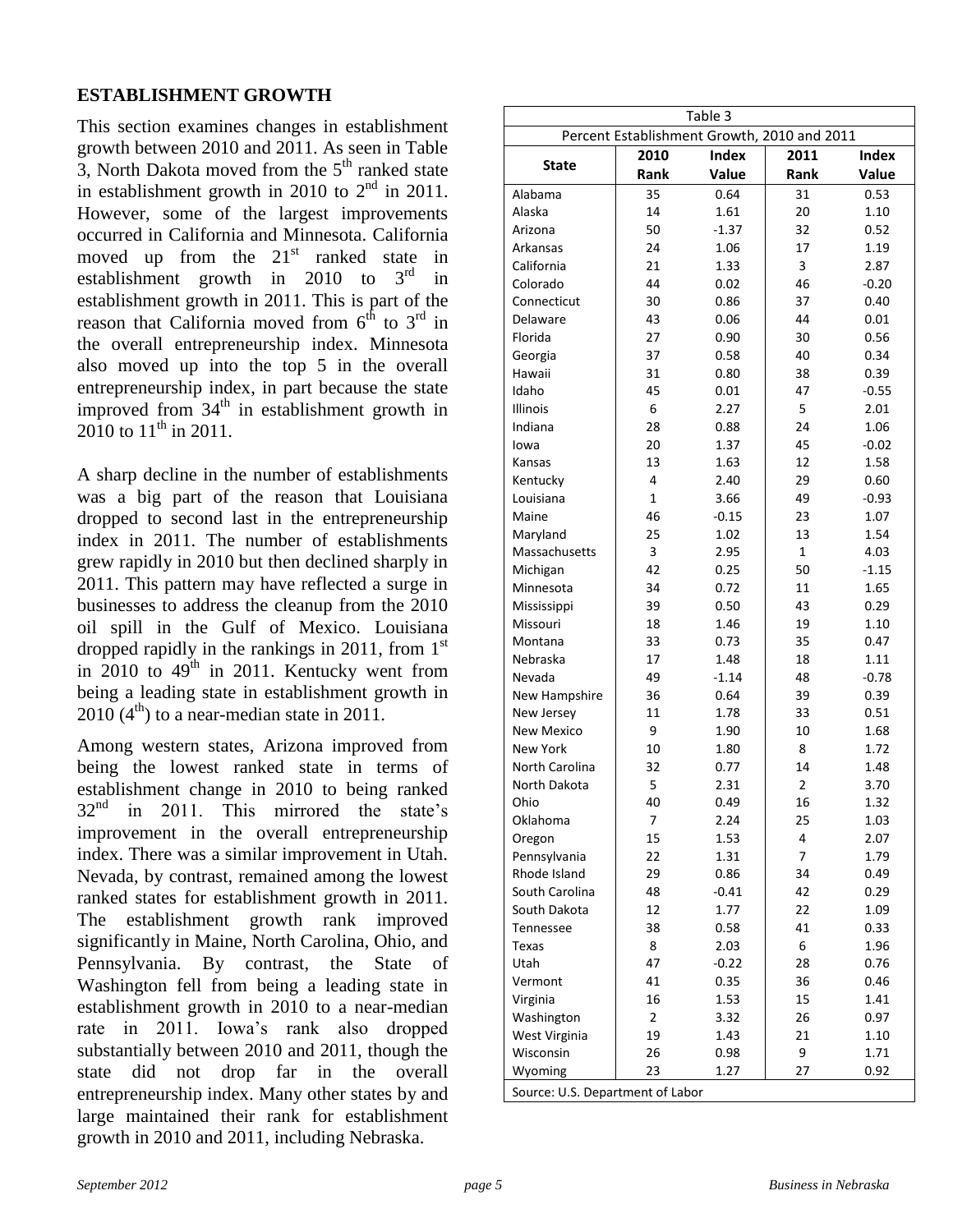## ESTABLISHMENT GROWTH

This section examines changes in establishment growth between 2010 and 2011. As seen in Table 3, North Dakota moved from the 5th ranked state in establishment growth in 2010 to 2nd in 2011. However, some of the largest improvements occurred in California and Minnesota. California moved up from the 21st ranked state in establishment growth in 2010 to 3rd in establishment growth in 2011. This is part of the reason that California moved from 6th to 3rd in the overall entrepreneurship index. Minnesota also moved up into the top 5 in the overall entrepreneurship index, in part because the state improved from 34th in establishment growth in 2010 to 11th in 2011.

A sharp decline in the number of establishments was a big part of the reason that Louisiana dropped to second last in the entrepreneurship index in 2011. The number of establishments grew rapidly in 2010 but then declined sharply in 2011. This pattern may have reflected a surge in businesses to address the cleanup from the 2010 oil spill in the Gulf of Mexico. Louisiana dropped rapidly in the rankings in 2011, from 1st in 2010 to 49th in 2011. Kentucky went from being a leading state in establishment growth in 2010 (4th) to a near-median state in 2011.

Among western states, Arizona improved from being the lowest ranked state in terms of establishment change in 2010 to being ranked 32nd in 2011. This mirrored the state's improvement in the overall entrepreneurship index. There was a similar improvement in Utah. Nevada, by contrast, remained among the lowest ranked states for establishment growth in 2011. The establishment growth rank improved significantly in Maine, North Carolina, Ohio, and Pennsylvania. By contrast, the State of Washington fell from being a leading state in establishment growth in 2010 to a near-median rate in 2011. Iowa's rank also dropped substantially between 2010 and 2011, though the state did not drop far in the overall entrepreneurship index. Many other states by and large maintained their rank for establishment growth in 2010 and 2011, including Nebraska.

Table 3

Percent Establishment Growth, 2010 and 2011

| State | 2010 Rank | Index Value | 2011 Rank | Index Value |
|---|---|---|---|---|
| Alabama | 35 | 0.64 | 31 | 0.53 |
| Alaska | 14 | 1.61 | 20 | 1.10 |
| Arizona | 50 | -1.37 | 32 | 0.52 |
| Arkansas | 24 | 1.06 | 17 | 1.19 |
| California | 21 | 1.33 | 3 | 2.87 |
| Colorado | 44 | 0.02 | 46 | -0.20 |
| Connecticut | 30 | 0.86 | 37 | 0.40 |
| Delaware | 43 | 0.06 | 44 | 0.01 |
| Florida | 27 | 0.90 | 30 | 0.56 |
| Georgia | 37 | 0.58 | 40 | 0.34 |
| Hawaii | 31 | 0.80 | 38 | 0.39 |
| Idaho | 45 | 0.01 | 47 | -0.55 |
| Illinois | 6 | 2.27 | 5 | 2.01 |
| Indiana | 28 | 0.88 | 24 | 1.06 |
| Iowa | 20 | 1.37 | 45 | -0.02 |
| Kansas | 13 | 1.63 | 12 | 1.58 |
| Kentucky | 4 | 2.40 | 29 | 0.60 |
| Louisiana | 1 | 3.66 | 49 | -0.93 |
| Maine | 46 | -0.15 | 23 | 1.07 |
| Maryland | 25 | 1.02 | 13 | 1.54 |
| Massachusetts | 3 | 2.95 | 1 | 4.03 |
| Michigan | 42 | 0.25 | 50 | -1.15 |
| Minnesota | 34 | 0.72 | 11 | 1.65 |
| Mississippi | 39 | 0.50 | 43 | 0.29 |
| Missouri | 18 | 1.46 | 19 | 1.10 |
| Montana | 33 | 0.73 | 35 | 0.47 |
| Nebraska | 17 | 1.48 | 18 | 1.11 |
| Nevada | 49 | -1.14 | 48 | -0.78 |
| New Hampshire | 36 | 0.64 | 39 | 0.39 |
| New Jersey | 11 | 1.78 | 33 | 0.51 |
| New Mexico | 9 | 1.90 | 10 | 1.68 |
| New York | 10 | 1.80 | 8 | 1.72 |
| North Carolina | 32 | 0.77 | 14 | 1.48 |
| North Dakota | 5 | 2.31 | 2 | 3.70 |
| Ohio | 40 | 0.49 | 16 | 1.32 |
| Oklahoma | 7 | 2.24 | 25 | 1.03 |
| Oregon | 15 | 1.53 | 4 | 2.07 |
| Pennsylvania | 22 | 1.31 | 7 | 1.79 |
| Rhode Island | 29 | 0.86 | 34 | 0.49 |
| South Carolina | 48 | -0.41 | 42 | 0.29 |
| South Dakota | 12 | 1.77 | 22 | 1.09 |
| Tennessee | 38 | 0.58 | 41 | 0.33 |
| Texas | 8 | 2.03 | 6 | 1.96 |
| Utah | 47 | -0.22 | 28 | 0.76 |
| Vermont | 41 | 0.35 | 36 | 0.46 |
| Virginia | 16 | 1.53 | 15 | 1.41 |
| Washington | 2 | 3.32 | 26 | 0.97 |
| West Virginia | 19 | 1.43 | 21 | 1.10 |
| Wisconsin | 26 | 0.98 | 9 | 1.71 |
| Wyoming | 23 | 1.27 | 27 | 0.92 |

Source: U.S. Department of Labor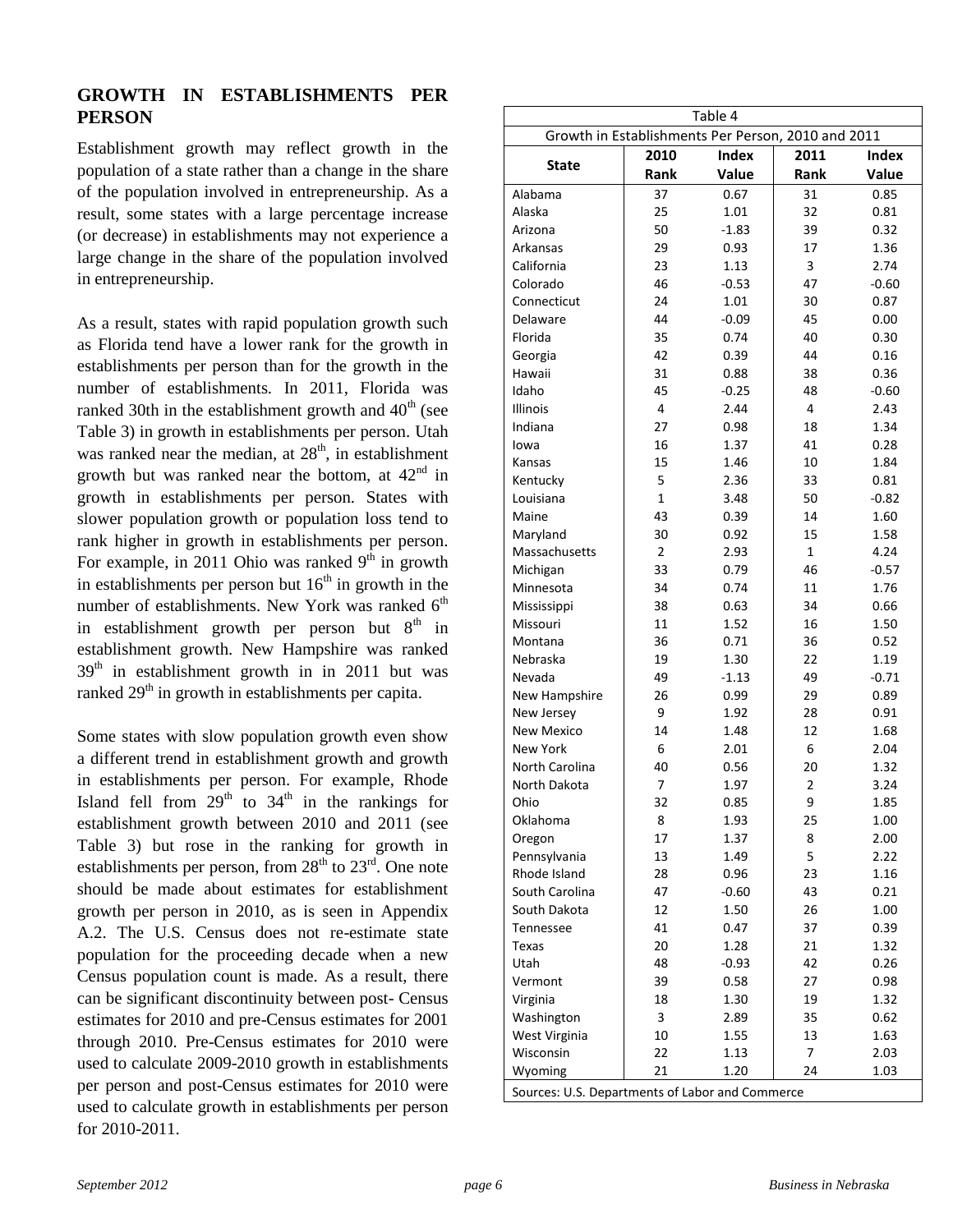## GROWTH IN ESTABLISHMENTS PER PERSON

Establishment growth may reflect growth in the population of a state rather than a change in the share of the population involved in entrepreneurship. As a result, some states with a large percentage increase (or decrease) in establishments may not experience a large change in the share of the population involved in entrepreneurship.

As a result, states with rapid population growth such as Florida tend have a lower rank for the growth in establishments per person than for the growth in the number of establishments. In 2011, Florida was ranked 30th in the establishment growth and 40th (see Table 3) in growth in establishments per person. Utah was ranked near the median, at 28th, in establishment growth but was ranked near the bottom, at 42nd in growth in establishments per person. States with slower population growth or population loss tend to rank higher in growth in establishments per person. For example, in 2011 Ohio was ranked 9th in growth in establishments per person but 16th in growth in the number of establishments. New York was ranked 6th in establishment growth per person but 8th in establishment growth. New Hampshire was ranked 39th in establishment growth in in 2011 but was ranked 29th in growth in establishments per capita.

Some states with slow population growth even show a different trend in establishment growth and growth in establishments per person. For example, Rhode Island fell from 29th to 34th in the rankings for establishment growth between 2010 and 2011 (see Table 3) but rose in the ranking for growth in establishments per person, from 28th to 23rd. One note should be made about estimates for establishment growth per person in 2010, as is seen in Appendix A.2. The U.S. Census does not re-estimate state population for the proceeding decade when a new Census population count is made. As a result, there can be significant discontinuity between post- Census estimates for 2010 and pre-Census estimates for 2001 through 2010. Pre-Census estimates for 2010 were used to calculate 2009-2010 growth in establishments per person and post-Census estimates for 2010 were used to calculate growth in establishments per person for 2010-2011.

Table 4
Growth in Establishments Per Person, 2010 and 2011

| State | 2010 Rank | Index Value | 2011 Rank | Index Value |
|---|---|---|---|---|
| Alabama | 37 | 0.67 | 31 | 0.85 |
| Alaska | 25 | 1.01 | 32 | 0.81 |
| Arizona | 50 | -1.83 | 39 | 0.32 |
| Arkansas | 29 | 0.93 | 17 | 1.36 |
| California | 23 | 1.13 | 3 | 2.74 |
| Colorado | 46 | -0.53 | 47 | -0.60 |
| Connecticut | 24 | 1.01 | 30 | 0.87 |
| Delaware | 44 | -0.09 | 45 | 0.00 |
| Florida | 35 | 0.74 | 40 | 0.30 |
| Georgia | 42 | 0.39 | 44 | 0.16 |
| Hawaii | 31 | 0.88 | 38 | 0.36 |
| Idaho | 45 | -0.25 | 48 | -0.60 |
| Illinois | 4 | 2.44 | 4 | 2.43 |
| Indiana | 27 | 0.98 | 18 | 1.34 |
| Iowa | 16 | 1.37 | 41 | 0.28 |
| Kansas | 15 | 1.46 | 10 | 1.84 |
| Kentucky | 5 | 2.36 | 33 | 0.81 |
| Louisiana | 1 | 3.48 | 50 | -0.82 |
| Maine | 43 | 0.39 | 14 | 1.60 |
| Maryland | 30 | 0.92 | 15 | 1.58 |
| Massachusetts | 2 | 2.93 | 1 | 4.24 |
| Michigan | 33 | 0.79 | 46 | -0.57 |
| Minnesota | 34 | 0.74 | 11 | 1.76 |
| Mississippi | 38 | 0.63 | 34 | 0.66 |
| Missouri | 11 | 1.52 | 16 | 1.50 |
| Montana | 36 | 0.71 | 36 | 0.52 |
| Nebraska | 19 | 1.30 | 22 | 1.19 |
| Nevada | 49 | -1.13 | 49 | -0.71 |
| New Hampshire | 26 | 0.99 | 29 | 0.89 |
| New Jersey | 9 | 1.92 | 28 | 0.91 |
| New Mexico | 14 | 1.48 | 12 | 1.68 |
| New York | 6 | 2.01 | 6 | 2.04 |
| North Carolina | 40 | 0.56 | 20 | 1.32 |
| North Dakota | 7 | 1.97 | 2 | 3.24 |
| Ohio | 32 | 0.85 | 9 | 1.85 |
| Oklahoma | 8 | 1.93 | 25 | 1.00 |
| Oregon | 17 | 1.37 | 8 | 2.00 |
| Pennsylvania | 13 | 1.49 | 5 | 2.22 |
| Rhode Island | 28 | 0.96 | 23 | 1.16 |
| South Carolina | 47 | -0.60 | 43 | 0.21 |
| South Dakota | 12 | 1.50 | 26 | 1.00 |
| Tennessee | 41 | 0.47 | 37 | 0.39 |
| Texas | 20 | 1.28 | 21 | 1.32 |
| Utah | 48 | -0.93 | 42 | 0.26 |
| Vermont | 39 | 0.58 | 27 | 0.98 |
| Virginia | 18 | 1.30 | 19 | 1.32 |
| Washington | 3 | 2.89 | 35 | 0.62 |
| West Virginia | 10 | 1.55 | 13 | 1.63 |
| Wisconsin | 22 | 1.13 | 7 | 2.03 |
| Wyoming | 21 | 1.20 | 24 | 1.03 |

Sources: U.S. Departments of Labor and Commerce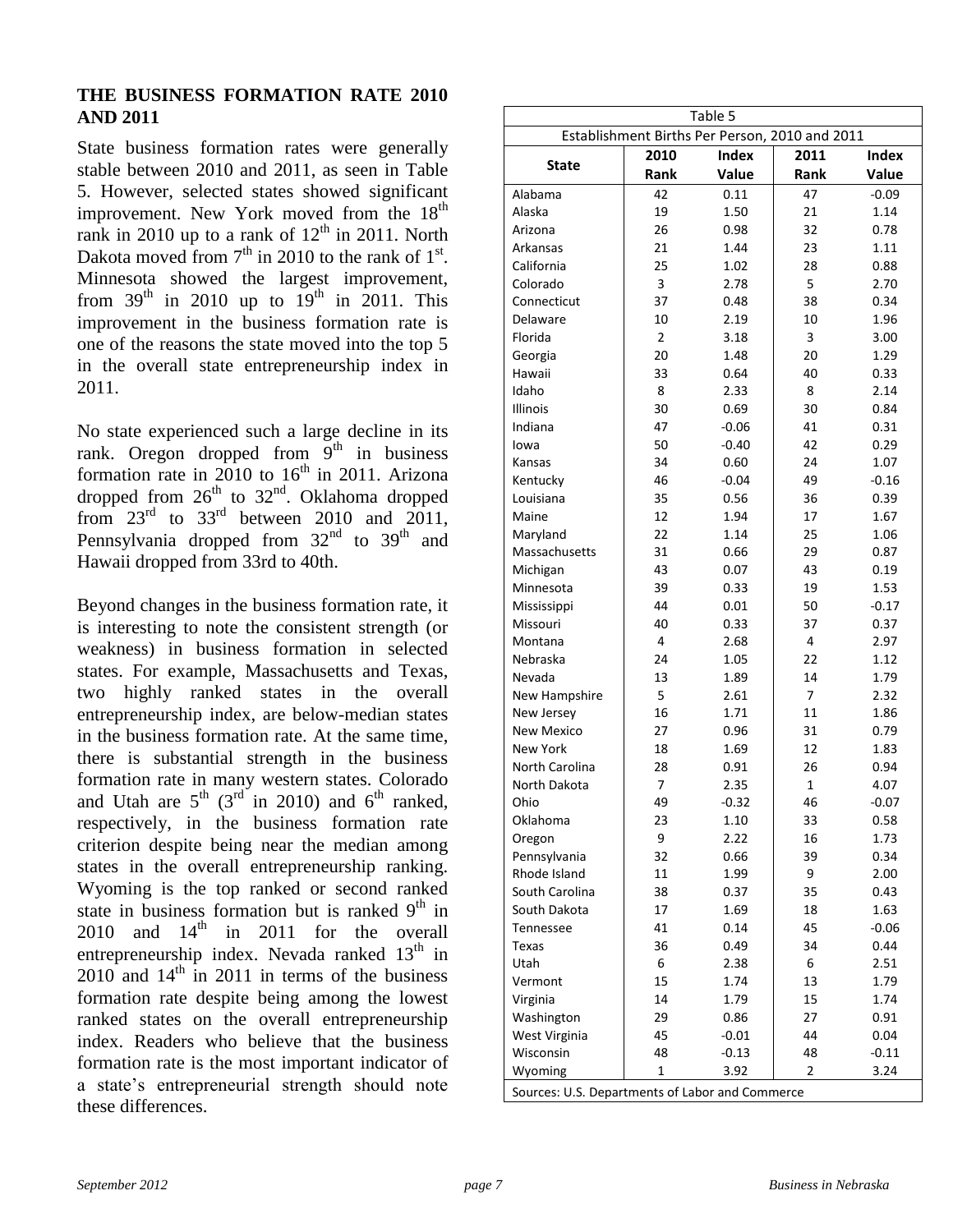## THE BUSINESS FORMATION RATE 2010 AND 2011

State business formation rates were generally stable between 2010 and 2011, as seen in Table 5. However, selected states showed significant improvement. New York moved from the 18th rank in 2010 up to a rank of 12th in 2011. North Dakota moved from 7th in 2010 to the rank of 1st. Minnesota showed the largest improvement, from 39th in 2010 up to 19th in 2011. This improvement in the business formation rate is one of the reasons the state moved into the top 5 in the overall state entrepreneurship index in 2011.

No state experienced such a large decline in its rank. Oregon dropped from 9th in business formation rate in 2010 to 16th in 2011. Arizona dropped from 26th to 32nd. Oklahoma dropped from 23rd to 33rd between 2010 and 2011, Pennsylvania dropped from 32nd to 39th and Hawaii dropped from 33rd to 40th.

Beyond changes in the business formation rate, it is interesting to note the consistent strength (or weakness) in business formation in selected states. For example, Massachusetts and Texas, two highly ranked states in the overall entrepreneurship index, are below-median states in the business formation rate. At the same time, there is substantial strength in the business formation rate in many western states. Colorado and Utah are 5th (3rd in 2010) and 6th ranked, respectively, in the business formation rate criterion despite being near the median among states in the overall entrepreneurship ranking. Wyoming is the top ranked or second ranked state in business formation but is ranked 9th in 2010 and 14th in 2011 for the overall entrepreneurship index. Nevada ranked 13th in 2010 and 14th in 2011 in terms of the business formation rate despite being among the lowest ranked states on the overall entrepreneurship index. Readers who believe that the business formation rate is the most important indicator of a state's entrepreneurial strength should note these differences.

Table 5
Establishment Births Per Person, 2010 and 2011

| State | 2010 Rank | Index Value | 2011 Rank | Index Value |
|---|---|---|---|---|
| Alabama | 42 | 0.11 | 47 | -0.09 |
| Alaska | 19 | 1.50 | 21 | 1.14 |
| Arizona | 26 | 0.98 | 32 | 0.78 |
| Arkansas | 21 | 1.44 | 23 | 1.11 |
| California | 25 | 1.02 | 28 | 0.88 |
| Colorado | 3 | 2.78 | 5 | 2.70 |
| Connecticut | 37 | 0.48 | 38 | 0.34 |
| Delaware | 10 | 2.19 | 10 | 1.96 |
| Florida | 2 | 3.18 | 3 | 3.00 |
| Georgia | 20 | 1.48 | 20 | 1.29 |
| Hawaii | 33 | 0.64 | 40 | 0.33 |
| Idaho | 8 | 2.33 | 8 | 2.14 |
| Illinois | 30 | 0.69 | 30 | 0.84 |
| Indiana | 47 | -0.06 | 41 | 0.31 |
| Iowa | 50 | -0.40 | 42 | 0.29 |
| Kansas | 34 | 0.60 | 24 | 1.07 |
| Kentucky | 46 | -0.04 | 49 | -0.16 |
| Louisiana | 35 | 0.56 | 36 | 0.39 |
| Maine | 12 | 1.94 | 17 | 1.67 |
| Maryland | 22 | 1.14 | 25 | 1.06 |
| Massachusetts | 31 | 0.66 | 29 | 0.87 |
| Michigan | 43 | 0.07 | 43 | 0.19 |
| Minnesota | 39 | 0.33 | 19 | 1.53 |
| Mississippi | 44 | 0.01 | 50 | -0.17 |
| Missouri | 40 | 0.33 | 37 | 0.37 |
| Montana | 4 | 2.68 | 4 | 2.97 |
| Nebraska | 24 | 1.05 | 22 | 1.12 |
| Nevada | 13 | 1.89 | 14 | 1.79 |
| New Hampshire | 5 | 2.61 | 7 | 2.32 |
| New Jersey | 16 | 1.71 | 11 | 1.86 |
| New Mexico | 27 | 0.96 | 31 | 0.79 |
| New York | 18 | 1.69 | 12 | 1.83 |
| North Carolina | 28 | 0.91 | 26 | 0.94 |
| North Dakota | 7 | 2.35 | 1 | 4.07 |
| Ohio | 49 | -0.32 | 46 | -0.07 |
| Oklahoma | 23 | 1.10 | 33 | 0.58 |
| Oregon | 9 | 2.22 | 16 | 1.73 |
| Pennsylvania | 32 | 0.66 | 39 | 0.34 |
| Rhode Island | 11 | 1.99 | 9 | 2.00 |
| South Carolina | 38 | 0.37 | 35 | 0.43 |
| South Dakota | 17 | 1.69 | 18 | 1.63 |
| Tennessee | 41 | 0.14 | 45 | -0.06 |
| Texas | 36 | 0.49 | 34 | 0.44 |
| Utah | 6 | 2.38 | 6 | 2.51 |
| Vermont | 15 | 1.74 | 13 | 1.79 |
| Virginia | 14 | 1.79 | 15 | 1.74 |
| Washington | 29 | 0.86 | 27 | 0.91 |
| West Virginia | 45 | -0.01 | 44 | 0.04 |
| Wisconsin | 48 | -0.13 | 48 | -0.11 |
| Wyoming | 1 | 3.92 | 2 | 3.24 |

Sources: U.S. Departments of Labor and Commerce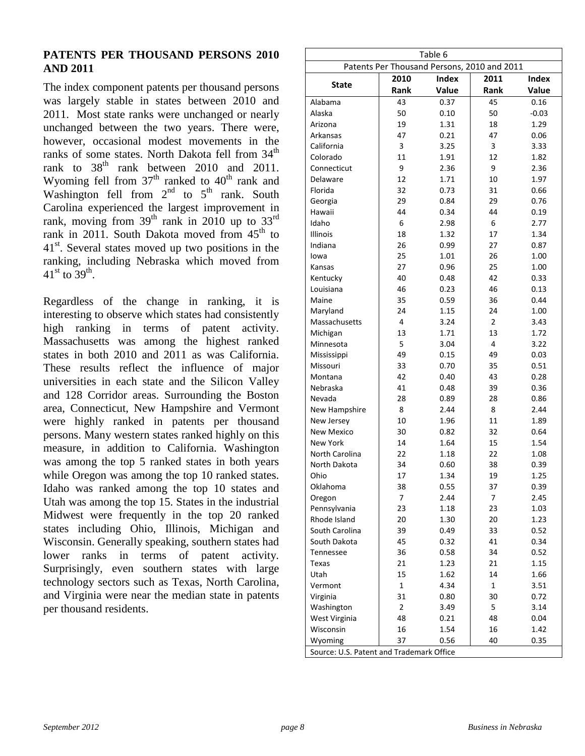## PATENTS PER THOUSAND PERSONS 2010 AND 2011

The index component patents per thousand persons was largely stable in states between 2010 and 2011. Most state ranks were unchanged or nearly unchanged between the two years. There were, however, occasional modest movements in the ranks of some states. North Dakota fell from 34th rank to 38th rank between 2010 and 2011. Wyoming fell from 37th ranked to 40th rank and Washington fell from 2nd to 5th rank. South Carolina experienced the largest improvement in rank, moving from 39th rank in 2010 up to 33rd rank in 2011. South Dakota moved from 45th to 41st. Several states moved up two positions in the ranking, including Nebraska which moved from 41st to 39th.

Regardless of the change in ranking, it is interesting to observe which states had consistently high ranking in terms of patent activity. Massachusetts was among the highest ranked states in both 2010 and 2011 as was California. These results reflect the influence of major universities in each state and the Silicon Valley and 128 Corridor areas. Surrounding the Boston area, Connecticut, New Hampshire and Vermont were highly ranked in patents per thousand persons. Many western states ranked highly on this measure, in addition to California. Washington was among the top 5 ranked states in both years while Oregon was among the top 10 ranked states. Idaho was ranked among the top 10 states and Utah was among the top 15. States in the industrial Midwest were frequently in the top 20 ranked states including Ohio, Illinois, Michigan and Wisconsin. Generally speaking, southern states had lower ranks in terms of patent activity. Surprisingly, even southern states with large technology sectors such as Texas, North Carolina, and Virginia were near the median state in patents per thousand residents.

Table 6

Patents Per Thousand Persons, 2010 and 2011

| State | 2010 Rank | Index Value | 2011 Rank | Index Value |
|---|---|---|---|---|
| Alabama | 43 | 0.37 | 45 | 0.16 |
| Alaska | 50 | 0.10 | 50 | -0.03 |
| Arizona | 19 | 1.31 | 18 | 1.29 |
| Arkansas | 47 | 0.21 | 47 | 0.06 |
| California | 3 | 3.25 | 3 | 3.33 |
| Colorado | 11 | 1.91 | 12 | 1.82 |
| Connecticut | 9 | 2.36 | 9 | 2.36 |
| Delaware | 12 | 1.71 | 10 | 1.97 |
| Florida | 32 | 0.73 | 31 | 0.66 |
| Georgia | 29 | 0.84 | 29 | 0.76 |
| Hawaii | 44 | 0.34 | 44 | 0.19 |
| Idaho | 6 | 2.98 | 6 | 2.77 |
| Illinois | 18 | 1.32 | 17 | 1.34 |
| Indiana | 26 | 0.99 | 27 | 0.87 |
| Iowa | 25 | 1.01 | 26 | 1.00 |
| Kansas | 27 | 0.96 | 25 | 1.00 |
| Kentucky | 40 | 0.48 | 42 | 0.33 |
| Louisiana | 46 | 0.23 | 46 | 0.13 |
| Maine | 35 | 0.59 | 36 | 0.44 |
| Maryland | 24 | 1.15 | 24 | 1.00 |
| Massachusetts | 4 | 3.24 | 2 | 3.43 |
| Michigan | 13 | 1.71 | 13 | 1.72 |
| Minnesota | 5 | 3.04 | 4 | 3.22 |
| Mississippi | 49 | 0.15 | 49 | 0.03 |
| Missouri | 33 | 0.70 | 35 | 0.51 |
| Montana | 42 | 0.40 | 43 | 0.28 |
| Nebraska | 41 | 0.48 | 39 | 0.36 |
| Nevada | 28 | 0.89 | 28 | 0.86 |
| New Hampshire | 8 | 2.44 | 8 | 2.44 |
| New Jersey | 10 | 1.96 | 11 | 1.89 |
| New Mexico | 30 | 0.82 | 32 | 0.64 |
| New York | 14 | 1.64 | 15 | 1.54 |
| North Carolina | 22 | 1.18 | 22 | 1.08 |
| North Dakota | 34 | 0.60 | 38 | 0.39 |
| Ohio | 17 | 1.34 | 19 | 1.25 |
| Oklahoma | 38 | 0.55 | 37 | 0.39 |
| Oregon | 7 | 2.44 | 7 | 2.45 |
| Pennsylvania | 23 | 1.18 | 23 | 1.03 |
| Rhode Island | 20 | 1.30 | 20 | 1.23 |
| South Carolina | 39 | 0.49 | 33 | 0.52 |
| South Dakota | 45 | 0.32 | 41 | 0.34 |
| Tennessee | 36 | 0.58 | 34 | 0.52 |
| Texas | 21 | 1.23 | 21 | 1.15 |
| Utah | 15 | 1.62 | 14 | 1.66 |
| Vermont | 1 | 4.34 | 1 | 3.51 |
| Virginia | 31 | 0.80 | 30 | 0.72 |
| Washington | 2 | 3.49 | 5 | 3.14 |
| West Virginia | 48 | 0.21 | 48 | 0.04 |
| Wisconsin | 16 | 1.54 | 16 | 1.42 |
| Wyoming | 37 | 0.56 | 40 | 0.35 |

Source: U.S. Patent and Trademark Office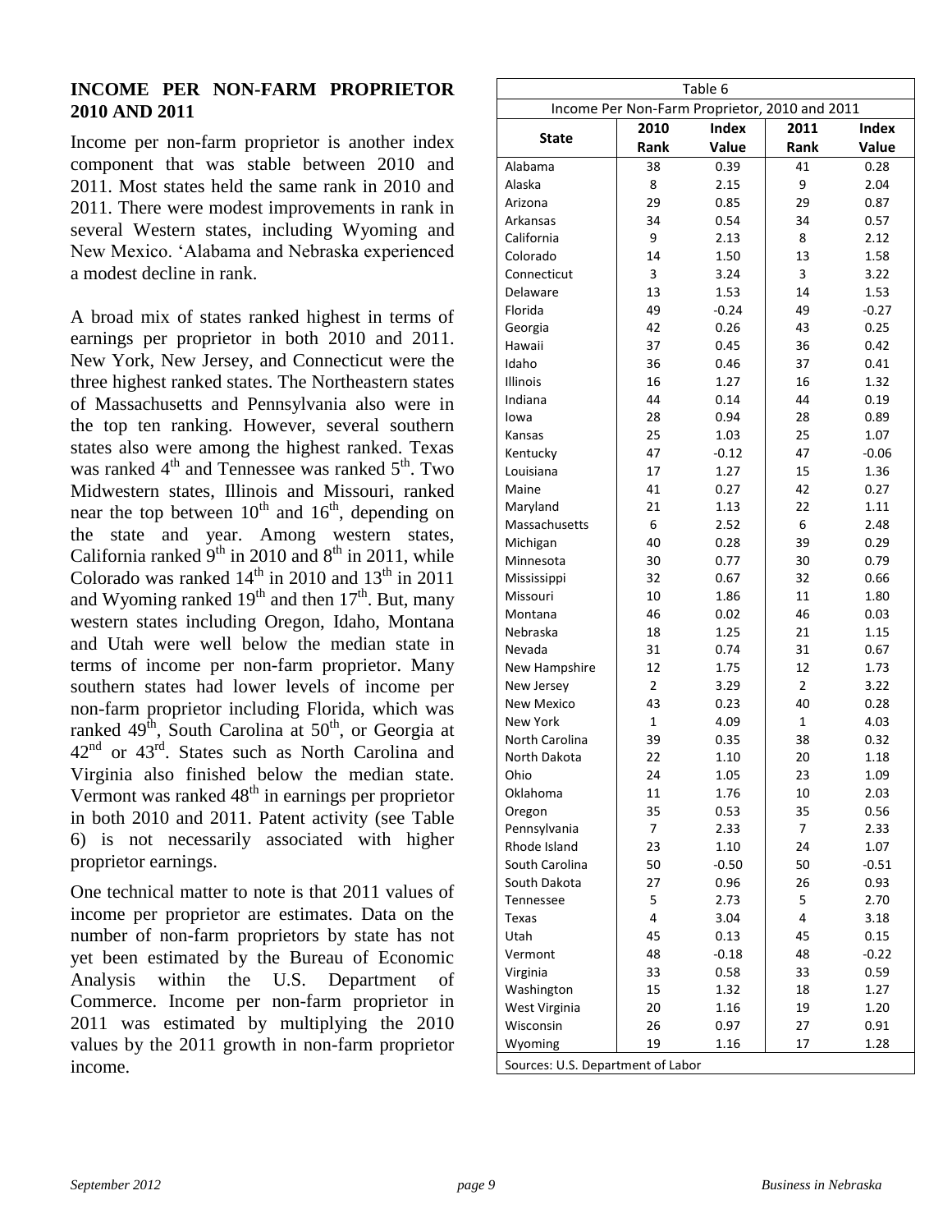## INCOME PER NON-FARM PROPRIETOR 2010 AND 2011

Income per non-farm proprietor is another index component that was stable between 2010 and 2011. Most states held the same rank in 2010 and 2011. There were modest improvements in rank in several Western states, including Wyoming and New Mexico. 'Alabama and Nebraska experienced a modest decline in rank.

A broad mix of states ranked highest in terms of earnings per proprietor in both 2010 and 2011. New York, New Jersey, and Connecticut were the three highest ranked states. The Northeastern states of Massachusetts and Pennsylvania also were in the top ten ranking. However, several southern states also were among the highest ranked. Texas was ranked 4th and Tennessee was ranked 5th. Two Midwestern states, Illinois and Missouri, ranked near the top between 10th and 16th, depending on the state and year. Among western states, California ranked 9th in 2010 and 8th in 2011, while Colorado was ranked 14th in 2010 and 13th in 2011 and Wyoming ranked 19th and then 17th. But, many western states including Oregon, Idaho, Montana and Utah were well below the median state in terms of income per non-farm proprietor. Many southern states had lower levels of income per non-farm proprietor including Florida, which was ranked 49th, South Carolina at 50th, or Georgia at 42nd or 43rd. States such as North Carolina and Virginia also finished below the median state. Vermont was ranked 48th in earnings per proprietor in both 2010 and 2011. Patent activity (see Table 6) is not necessarily associated with higher proprietor earnings.

One technical matter to note is that 2011 values of income per proprietor are estimates. Data on the number of non-farm proprietors by state has not yet been estimated by the Bureau of Economic Analysis within the U.S. Department of Commerce. Income per non-farm proprietor in 2011 was estimated by multiplying the 2010 values by the 2011 growth in non-farm proprietor income.

Table 6

Income Per Non-Farm Proprietor, 2010 and 2011

| State | 2010 Rank | Index Value | 2011 Rank | Index Value |
|---|---|---|---|---|
| Alabama | 38 | 0.39 | 41 | 0.28 |
| Alaska | 8 | 2.15 | 9 | 2.04 |
| Arizona | 29 | 0.85 | 29 | 0.87 |
| Arkansas | 34 | 0.54 | 34 | 0.57 |
| California | 9 | 2.13 | 8 | 2.12 |
| Colorado | 14 | 1.50 | 13 | 1.58 |
| Connecticut | 3 | 3.24 | 3 | 3.22 |
| Delaware | 13 | 1.53 | 14 | 1.53 |
| Florida | 49 | -0.24 | 49 | -0.27 |
| Georgia | 42 | 0.26 | 43 | 0.25 |
| Hawaii | 37 | 0.45 | 36 | 0.42 |
| Idaho | 36 | 0.46 | 37 | 0.41 |
| Illinois | 16 | 1.27 | 16 | 1.32 |
| Indiana | 44 | 0.14 | 44 | 0.19 |
| Iowa | 28 | 0.94 | 28 | 0.89 |
| Kansas | 25 | 1.03 | 25 | 1.07 |
| Kentucky | 47 | -0.12 | 47 | -0.06 |
| Louisiana | 17 | 1.27 | 15 | 1.36 |
| Maine | 41 | 0.27 | 42 | 0.27 |
| Maryland | 21 | 1.13 | 22 | 1.11 |
| Massachusetts | 6 | 2.52 | 6 | 2.48 |
| Michigan | 40 | 0.28 | 39 | 0.29 |
| Minnesota | 30 | 0.77 | 30 | 0.79 |
| Mississippi | 32 | 0.67 | 32 | 0.66 |
| Missouri | 10 | 1.86 | 11 | 1.80 |
| Montana | 46 | 0.02 | 46 | 0.03 |
| Nebraska | 18 | 1.25 | 21 | 1.15 |
| Nevada | 31 | 0.74 | 31 | 0.67 |
| New Hampshire | 12 | 1.75 | 12 | 1.73 |
| New Jersey | 2 | 3.29 | 2 | 3.22 |
| New Mexico | 43 | 0.23 | 40 | 0.28 |
| New York | 1 | 4.09 | 1 | 4.03 |
| North Carolina | 39 | 0.35 | 38 | 0.32 |
| North Dakota | 22 | 1.10 | 20 | 1.18 |
| Ohio | 24 | 1.05 | 23 | 1.09 |
| Oklahoma | 11 | 1.76 | 10 | 2.03 |
| Oregon | 35 | 0.53 | 35 | 0.56 |
| Pennsylvania | 7 | 2.33 | 7 | 2.33 |
| Rhode Island | 23 | 1.10 | 24 | 1.07 |
| South Carolina | 50 | -0.50 | 50 | -0.51 |
| South Dakota | 27 | 0.96 | 26 | 0.93 |
| Tennessee | 5 | 2.73 | 5 | 2.70 |
| Texas | 4 | 3.04 | 4 | 3.18 |
| Utah | 45 | 0.13 | 45 | 0.15 |
| Vermont | 48 | -0.18 | 48 | -0.22 |
| Virginia | 33 | 0.58 | 33 | 0.59 |
| Washington | 15 | 1.32 | 18 | 1.27 |
| West Virginia | 20 | 1.16 | 19 | 1.20 |
| Wisconsin | 26 | 0.97 | 27 | 0.91 |
| Wyoming | 19 | 1.16 | 17 | 1.28 |

Sources: U.S. Department of Labor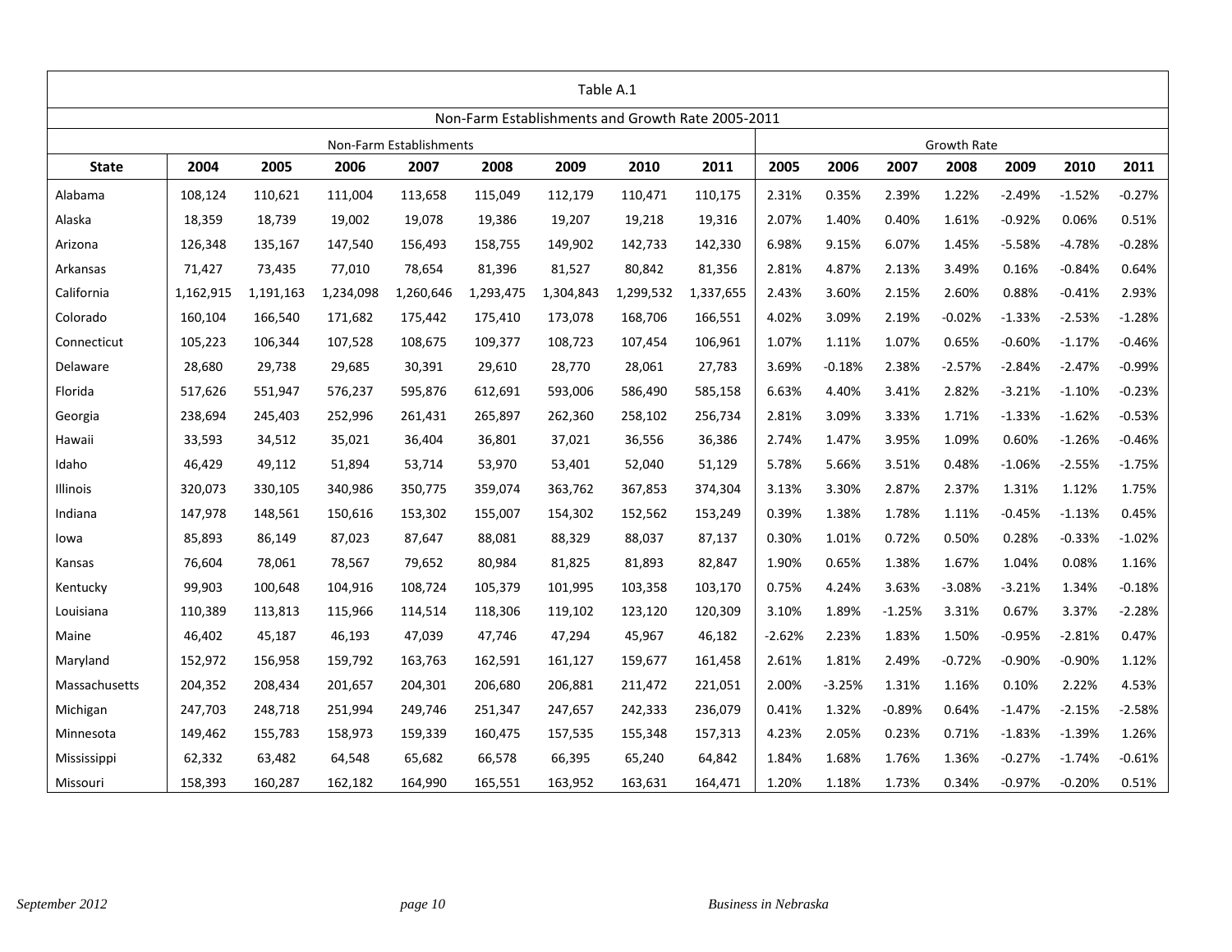Table A.1

Non-Farm Establishments and Growth Rate 2005-2011

| | Non-Farm Establishments | | | | | | | | Growth Rate | | | | | | |
|---|---|---|---|---|---|---|---|---|---|---|---|---|---|---|---|
| **State** | **2004** | **2005** | **2006** | **2007** | **2008** | **2009** | **2010** | **2011** | **2005** | **2006** | **2007** | **2008** | **2009** | **2010** | **2011** |
| Alabama | 108,124 | 110,621 | 111,004 | 113,658 | 115,049 | 112,179 | 110,471 | 110,175 | 2.31% | 0.35% | 2.39% | 1.22% | -2.49% | -1.52% | -0.27% |
| Alaska | 18,359 | 18,739 | 19,002 | 19,078 | 19,386 | 19,207 | 19,218 | 19,316 | 2.07% | 1.40% | 0.40% | 1.61% | -0.92% | 0.06% | 0.51% |
| Arizona | 126,348 | 135,167 | 147,540 | 156,493 | 158,755 | 149,902 | 142,733 | 142,330 | 6.98% | 9.15% | 6.07% | 1.45% | -5.58% | -4.78% | -0.28% |
| Arkansas | 71,427 | 73,435 | 77,010 | 78,654 | 81,396 | 81,527 | 80,842 | 81,356 | 2.81% | 4.87% | 2.13% | 3.49% | 0.16% | -0.84% | 0.64% |
| California | 1,162,915 | 1,191,163 | 1,234,098 | 1,260,646 | 1,293,475 | 1,304,843 | 1,299,532 | 1,337,655 | 2.43% | 3.60% | 2.15% | 2.60% | 0.88% | -0.41% | 2.93% |
| Colorado | 160,104 | 166,540 | 171,682 | 175,442 | 175,410 | 173,078 | 168,706 | 166,551 | 4.02% | 3.09% | 2.19% | -0.02% | -1.33% | -2.53% | -1.28% |
| Connecticut | 105,223 | 106,344 | 107,528 | 108,675 | 109,377 | 108,723 | 107,454 | 106,961 | 1.07% | 1.11% | 1.07% | 0.65% | -0.60% | -1.17% | -0.46% |
| Delaware | 28,680 | 29,738 | 29,685 | 30,391 | 29,610 | 28,770 | 28,061 | 27,783 | 3.69% | -0.18% | 2.38% | -2.57% | -2.84% | -2.47% | -0.99% |
| Florida | 517,626 | 551,947 | 576,237 | 595,876 | 612,691 | 593,006 | 586,490 | 585,158 | 6.63% | 4.40% | 3.41% | 2.82% | -3.21% | -1.10% | -0.23% |
| Georgia | 238,694 | 245,403 | 252,996 | 261,431 | 265,897 | 262,360 | 258,102 | 256,734 | 2.81% | 3.09% | 3.33% | 1.71% | -1.33% | -1.62% | -0.53% |
| Hawaii | 33,593 | 34,512 | 35,021 | 36,404 | 36,801 | 37,021 | 36,556 | 36,386 | 2.74% | 1.47% | 3.95% | 1.09% | 0.60% | -1.26% | -0.46% |
| Idaho | 46,429 | 49,112 | 51,894 | 53,714 | 53,970 | 53,401 | 52,040 | 51,129 | 5.78% | 5.66% | 3.51% | 0.48% | -1.06% | -2.55% | -1.75% |
| Illinois | 320,073 | 330,105 | 340,986 | 350,775 | 359,074 | 363,762 | 367,853 | 374,304 | 3.13% | 3.30% | 2.87% | 2.37% | 1.31% | 1.12% | 1.75% |
| Indiana | 147,978 | 148,561 | 150,616 | 153,302 | 155,007 | 154,302 | 152,562 | 153,249 | 0.39% | 1.38% | 1.78% | 1.11% | -0.45% | -1.13% | 0.45% |
| Iowa | 85,893 | 86,149 | 87,023 | 87,647 | 88,081 | 88,329 | 88,037 | 87,137 | 0.30% | 1.01% | 0.72% | 0.50% | 0.28% | -0.33% | -1.02% |
| Kansas | 76,604 | 78,061 | 78,567 | 79,652 | 80,984 | 81,825 | 81,893 | 82,847 | 1.90% | 0.65% | 1.38% | 1.67% | 1.04% | 0.08% | 1.16% |
| Kentucky | 99,903 | 100,648 | 104,916 | 108,724 | 105,379 | 101,995 | 103,358 | 103,170 | 0.75% | 4.24% | 3.63% | -3.08% | -3.21% | 1.34% | -0.18% |
| Louisiana | 110,389 | 113,813 | 115,966 | 114,514 | 118,306 | 119,102 | 123,120 | 120,309 | 3.10% | 1.89% | -1.25% | 3.31% | 0.67% | 3.37% | -2.28% |
| Maine | 46,402 | 45,187 | 46,193 | 47,039 | 47,746 | 47,294 | 45,967 | 46,182 | -2.62% | 2.23% | 1.83% | 1.50% | -0.95% | -2.81% | 0.47% |
| Maryland | 152,972 | 156,958 | 159,792 | 163,763 | 162,591 | 161,127 | 159,677 | 161,458 | 2.61% | 1.81% | 2.49% | -0.72% | -0.90% | -0.90% | 1.12% |
| Massachusetts | 204,352 | 208,434 | 201,657 | 204,301 | 206,680 | 206,881 | 211,472 | 221,051 | 2.00% | -3.25% | 1.31% | 1.16% | 0.10% | 2.22% | 4.53% |
| Michigan | 247,703 | 248,718 | 251,994 | 249,746 | 251,347 | 247,657 | 242,333 | 236,079 | 0.41% | 1.32% | -0.89% | 0.64% | -1.47% | -2.15% | -2.58% |
| Minnesota | 149,462 | 155,783 | 158,973 | 159,339 | 160,475 | 157,535 | 155,348 | 157,313 | 4.23% | 2.05% | 0.23% | 0.71% | -1.83% | -1.39% | 1.26% |
| Mississippi | 62,332 | 63,482 | 64,548 | 65,682 | 66,578 | 66,395 | 65,240 | 64,842 | 1.84% | 1.68% | 1.76% | 1.36% | -0.27% | -1.74% | -0.61% |
| Missouri | 158,393 | 160,287 | 162,182 | 164,990 | 165,551 | 163,952 | 163,631 | 164,471 | 1.20% | 1.18% | 1.73% | 0.34% | -0.97% | -0.20% | 0.51% |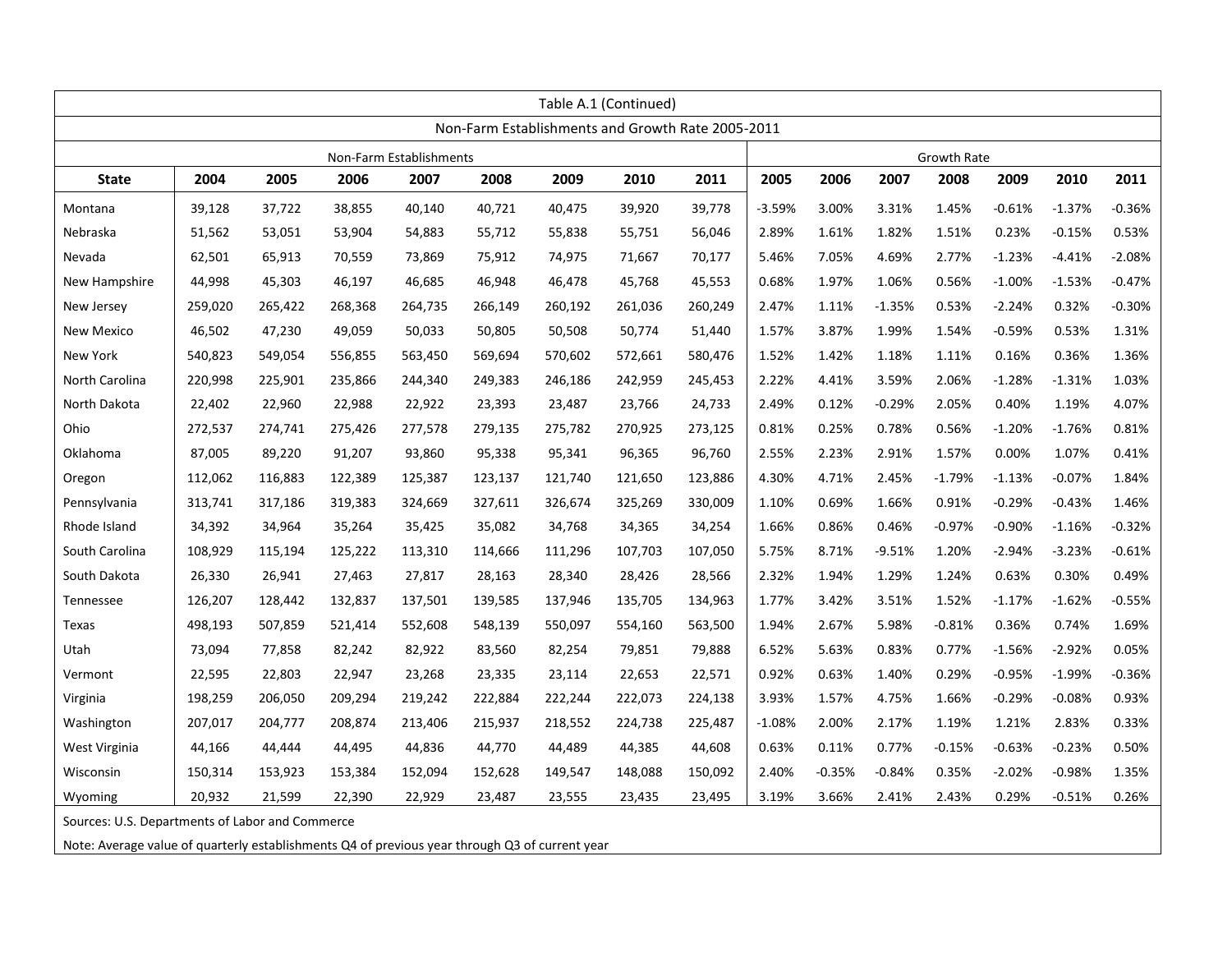| Table A.1 (Continued) | | | | | | | | | | | | | | | |
|---|---|---|---|---|---|---|---|---|---|---|---|---|---|---|---|
| Non-Farm Establishments and Growth Rate 2005-2011 | | | | | | | | | | | | | | | |
| | Non-Farm Establishments | | | | | | | | Growth Rate | | | | | | |
| **State** | **2004** | **2005** | **2006** | **2007** | **2008** | **2009** | **2010** | **2011** | **2005** | **2006** | **2007** | **2008** | **2009** | **2010** | **2011** |
| Montana | 39,128 | 37,722 | 38,855 | 40,140 | 40,721 | 40,475 | 39,920 | 39,778 | -3.59% | 3.00% | 3.31% | 1.45% | -0.61% | -1.37% | -0.36% |
| Nebraska | 51,562 | 53,051 | 53,904 | 54,883 | 55,712 | 55,838 | 55,751 | 56,046 | 2.89% | 1.61% | 1.82% | 1.51% | 0.23% | -0.15% | 0.53% |
| Nevada | 62,501 | 65,913 | 70,559 | 73,869 | 75,912 | 74,975 | 71,667 | 70,177 | 5.46% | 7.05% | 4.69% | 2.77% | -1.23% | -4.41% | -2.08% |
| New Hampshire | 44,998 | 45,303 | 46,197 | 46,685 | 46,948 | 46,478 | 45,768 | 45,553 | 0.68% | 1.97% | 1.06% | 0.56% | -1.00% | -1.53% | -0.47% |
| New Jersey | 259,020 | 265,422 | 268,368 | 264,735 | 266,149 | 260,192 | 261,036 | 260,249 | 2.47% | 1.11% | -1.35% | 0.53% | -2.24% | 0.32% | -0.30% |
| New Mexico | 46,502 | 47,230 | 49,059 | 50,033 | 50,805 | 50,508 | 50,774 | 51,440 | 1.57% | 3.87% | 1.99% | 1.54% | -0.59% | 0.53% | 1.31% |
| New York | 540,823 | 549,054 | 556,855 | 563,450 | 569,694 | 570,602 | 572,661 | 580,476 | 1.52% | 1.42% | 1.18% | 1.11% | 0.16% | 0.36% | 1.36% |
| North Carolina | 220,998 | 225,901 | 235,866 | 244,340 | 249,383 | 246,186 | 242,959 | 245,453 | 2.22% | 4.41% | 3.59% | 2.06% | -1.28% | -1.31% | 1.03% |
| North Dakota | 22,402 | 22,960 | 22,988 | 22,922 | 23,393 | 23,487 | 23,766 | 24,733 | 2.49% | 0.12% | -0.29% | 2.05% | 0.40% | 1.19% | 4.07% |
| Ohio | 272,537 | 274,741 | 275,426 | 277,578 | 279,135 | 275,782 | 270,925 | 273,125 | 0.81% | 0.25% | 0.78% | 0.56% | -1.20% | -1.76% | 0.81% |
| Oklahoma | 87,005 | 89,220 | 91,207 | 93,860 | 95,338 | 95,341 | 96,365 | 96,760 | 2.55% | 2.23% | 2.91% | 1.57% | 0.00% | 1.07% | 0.41% |
| Oregon | 112,062 | 116,883 | 122,389 | 125,387 | 123,137 | 121,740 | 121,650 | 123,886 | 4.30% | 4.71% | 2.45% | -1.79% | -1.13% | -0.07% | 1.84% |
| Pennsylvania | 313,741 | 317,186 | 319,383 | 324,669 | 327,611 | 326,674 | 325,269 | 330,009 | 1.10% | 0.69% | 1.66% | 0.91% | -0.29% | -0.43% | 1.46% |
| Rhode Island | 34,392 | 34,964 | 35,264 | 35,425 | 35,082 | 34,768 | 34,365 | 34,254 | 1.66% | 0.86% | 0.46% | -0.97% | -0.90% | -1.16% | -0.32% |
| South Carolina | 108,929 | 115,194 | 125,222 | 113,310 | 114,666 | 111,296 | 107,703 | 107,050 | 5.75% | 8.71% | -9.51% | 1.20% | -2.94% | -3.23% | -0.61% |
| South Dakota | 26,330 | 26,941 | 27,463 | 27,817 | 28,163 | 28,340 | 28,426 | 28,566 | 2.32% | 1.94% | 1.29% | 1.24% | 0.63% | 0.30% | 0.49% |
| Tennessee | 126,207 | 128,442 | 132,837 | 137,501 | 139,585 | 137,946 | 135,705 | 134,963 | 1.77% | 3.42% | 3.51% | 1.52% | -1.17% | -1.62% | -0.55% |
| Texas | 498,193 | 507,859 | 521,414 | 552,608 | 548,139 | 550,097 | 554,160 | 563,500 | 1.94% | 2.67% | 5.98% | -0.81% | 0.36% | 0.74% | 1.69% |
| Utah | 73,094 | 77,858 | 82,242 | 82,922 | 83,560 | 82,254 | 79,851 | 79,888 | 6.52% | 5.63% | 0.83% | 0.77% | -1.56% | -2.92% | 0.05% |
| Vermont | 22,595 | 22,803 | 22,947 | 23,268 | 23,335 | 23,114 | 22,653 | 22,571 | 0.92% | 0.63% | 1.40% | 0.29% | -0.95% | -1.99% | -0.36% |
| Virginia | 198,259 | 206,050 | 209,294 | 219,242 | 222,884 | 222,244 | 222,073 | 224,138 | 3.93% | 1.57% | 4.75% | 1.66% | -0.29% | -0.08% | 0.93% |
| Washington | 207,017 | 204,777 | 208,874 | 213,406 | 215,937 | 218,552 | 224,738 | 225,487 | -1.08% | 2.00% | 2.17% | 1.19% | 1.21% | 2.83% | 0.33% |
| West Virginia | 44,166 | 44,444 | 44,495 | 44,836 | 44,770 | 44,489 | 44,385 | 44,608 | 0.63% | 0.11% | 0.77% | -0.15% | -0.63% | -0.23% | 0.50% |
| Wisconsin | 150,314 | 153,923 | 153,384 | 152,094 | 152,628 | 149,547 | 148,088 | 150,092 | 2.40% | -0.35% | -0.84% | 0.35% | -2.02% | -0.98% | 1.35% |
| Wyoming | 20,932 | 21,599 | 22,390 | 22,929 | 23,487 | 23,555 | 23,435 | 23,495 | 3.19% | 3.66% | 2.41% | 2.43% | 0.29% | -0.51% | 0.26% |

Sources: U.S. Departments of Labor and Commerce

Note: Average value of quarterly establishments Q4 of previous year through Q3 of current year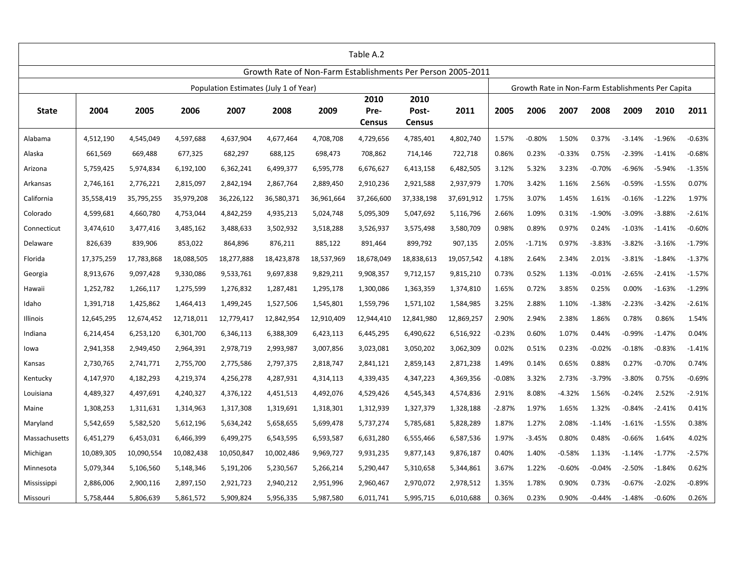| Table A.2 | | | | | | | | | | | | | | | | |
|---|---|---|---|---|---|---|---|---|---|---|---|---|---|---|---|---|
| Growth Rate of Non-Farm Establishments Per Person 2005-2011 | | | | | | | | | | | | | | | | |
| | Population Estimates (July 1 of Year) | | | | | | | | | Growth Rate in Non-Farm Establishments Per Capita | | | | | | |
| **State** | **2004** | **2005** | **2006** | **2007** | **2008** | **2009** | **2010 Pre-Census** | **2010 Post-Census** | **2011** | **2005** | **2006** | **2007** | **2008** | **2009** | **2010** | **2011** |
| Alabama | 4,512,190 | 4,545,049 | 4,597,688 | 4,637,904 | 4,677,464 | 4,708,708 | 4,729,656 | 4,785,401 | 4,802,740 | 1.57% | -0.80% | 1.50% | 0.37% | -3.14% | -1.96% | -0.63% |
| Alaska | 661,569 | 669,488 | 677,325 | 682,297 | 688,125 | 698,473 | 708,862 | 714,146 | 722,718 | 0.86% | 0.23% | -0.33% | 0.75% | -2.39% | -1.41% | -0.68% |
| Arizona | 5,759,425 | 5,974,834 | 6,192,100 | 6,362,241 | 6,499,377 | 6,595,778 | 6,676,627 | 6,413,158 | 6,482,505 | 3.12% | 5.32% | 3.23% | -0.70% | -6.96% | -5.94% | -1.35% |
| Arkansas | 2,746,161 | 2,776,221 | 2,815,097 | 2,842,194 | 2,867,764 | 2,889,450 | 2,910,236 | 2,921,588 | 2,937,979 | 1.70% | 3.42% | 1.16% | 2.56% | -0.59% | -1.55% | 0.07% |
| California | 35,558,419 | 35,795,255 | 35,979,208 | 36,226,122 | 36,580,371 | 36,961,664 | 37,266,600 | 37,338,198 | 37,691,912 | 1.75% | 3.07% | 1.45% | 1.61% | -0.16% | -1.22% | 1.97% |
| Colorado | 4,599,681 | 4,660,780 | 4,753,044 | 4,842,259 | 4,935,213 | 5,024,748 | 5,095,309 | 5,047,692 | 5,116,796 | 2.66% | 1.09% | 0.31% | -1.90% | -3.09% | -3.88% | -2.61% |
| Connecticut | 3,474,610 | 3,477,416 | 3,485,162 | 3,488,633 | 3,502,932 | 3,518,288 | 3,526,937 | 3,575,498 | 3,580,709 | 0.98% | 0.89% | 0.97% | 0.24% | -1.03% | -1.41% | -0.60% |
| Delaware | 826,639 | 839,906 | 853,022 | 864,896 | 876,211 | 885,122 | 891,464 | 899,792 | 907,135 | 2.05% | -1.71% | 0.97% | -3.83% | -3.82% | -3.16% | -1.79% |
| Florida | 17,375,259 | 17,783,868 | 18,088,505 | 18,277,888 | 18,423,878 | 18,537,969 | 18,678,049 | 18,838,613 | 19,057,542 | 4.18% | 2.64% | 2.34% | 2.01% | -3.81% | -1.84% | -1.37% |
| Georgia | 8,913,676 | 9,097,428 | 9,330,086 | 9,533,761 | 9,697,838 | 9,829,211 | 9,908,357 | 9,712,157 | 9,815,210 | 0.73% | 0.52% | 1.13% | -0.01% | -2.65% | -2.41% | -1.57% |
| Hawaii | 1,252,782 | 1,266,117 | 1,275,599 | 1,276,832 | 1,287,481 | 1,295,178 | 1,300,086 | 1,363,359 | 1,374,810 | 1.65% | 0.72% | 3.85% | 0.25% | 0.00% | -1.63% | -1.29% |
| Idaho | 1,391,718 | 1,425,862 | 1,464,413 | 1,499,245 | 1,527,506 | 1,545,801 | 1,559,796 | 1,571,102 | 1,584,985 | 3.25% | 2.88% | 1.10% | -1.38% | -2.23% | -3.42% | -2.61% |
| Illinois | 12,645,295 | 12,674,452 | 12,718,011 | 12,779,417 | 12,842,954 | 12,910,409 | 12,944,410 | 12,841,980 | 12,869,257 | 2.90% | 2.94% | 2.38% | 1.86% | 0.78% | 0.86% | 1.54% |
| Indiana | 6,214,454 | 6,253,120 | 6,301,700 | 6,346,113 | 6,388,309 | 6,423,113 | 6,445,295 | 6,490,622 | 6,516,922 | -0.23% | 0.60% | 1.07% | 0.44% | -0.99% | -1.47% | 0.04% |
| Iowa | 2,941,358 | 2,949,450 | 2,964,391 | 2,978,719 | 2,993,987 | 3,007,856 | 3,023,081 | 3,050,202 | 3,062,309 | 0.02% | 0.51% | 0.23% | -0.02% | -0.18% | -0.83% | -1.41% |
| Kansas | 2,730,765 | 2,741,771 | 2,755,700 | 2,775,586 | 2,797,375 | 2,818,747 | 2,841,121 | 2,859,143 | 2,871,238 | 1.49% | 0.14% | 0.65% | 0.88% | 0.27% | -0.70% | 0.74% |
| Kentucky | 4,147,970 | 4,182,293 | 4,219,374 | 4,256,278 | 4,287,931 | 4,314,113 | 4,339,435 | 4,347,223 | 4,369,356 | -0.08% | 3.32% | 2.73% | -3.79% | -3.80% | 0.75% | -0.69% |
| Louisiana | 4,489,327 | 4,497,691 | 4,240,327 | 4,376,122 | 4,451,513 | 4,492,076 | 4,529,426 | 4,545,343 | 4,574,836 | 2.91% | 8.08% | -4.32% | 1.56% | -0.24% | 2.52% | -2.91% |
| Maine | 1,308,253 | 1,311,631 | 1,314,963 | 1,317,308 | 1,319,691 | 1,318,301 | 1,312,939 | 1,327,379 | 1,328,188 | -2.87% | 1.97% | 1.65% | 1.32% | -0.84% | -2.41% | 0.41% |
| Maryland | 5,542,659 | 5,582,520 | 5,612,196 | 5,634,242 | 5,658,655 | 5,699,478 | 5,737,274 | 5,785,681 | 5,828,289 | 1.87% | 1.27% | 2.08% | -1.14% | -1.61% | -1.55% | 0.38% |
| Massachusetts | 6,451,279 | 6,453,031 | 6,466,399 | 6,499,275 | 6,543,595 | 6,593,587 | 6,631,280 | 6,555,466 | 6,587,536 | 1.97% | -3.45% | 0.80% | 0.48% | -0.66% | 1.64% | 4.02% |
| Michigan | 10,089,305 | 10,090,554 | 10,082,438 | 10,050,847 | 10,002,486 | 9,969,727 | 9,931,235 | 9,877,143 | 9,876,187 | 0.40% | 1.40% | -0.58% | 1.13% | -1.14% | -1.77% | -2.57% |
| Minnesota | 5,079,344 | 5,106,560 | 5,148,346 | 5,191,206 | 5,230,567 | 5,266,214 | 5,290,447 | 5,310,658 | 5,344,861 | 3.67% | 1.22% | -0.60% | -0.04% | -2.50% | -1.84% | 0.62% |
| Mississippi | 2,886,006 | 2,900,116 | 2,897,150 | 2,921,723 | 2,940,212 | 2,951,996 | 2,960,467 | 2,970,072 | 2,978,512 | 1.35% | 1.78% | 0.90% | 0.73% | -0.67% | -2.02% | -0.89% |
| Missouri | 5,758,444 | 5,806,639 | 5,861,572 | 5,909,824 | 5,956,335 | 5,987,580 | 6,011,741 | 5,995,715 | 6,010,688 | 0.36% | 0.23% | 0.90% | -0.44% | -1.48% | -0.60% | 0.26% |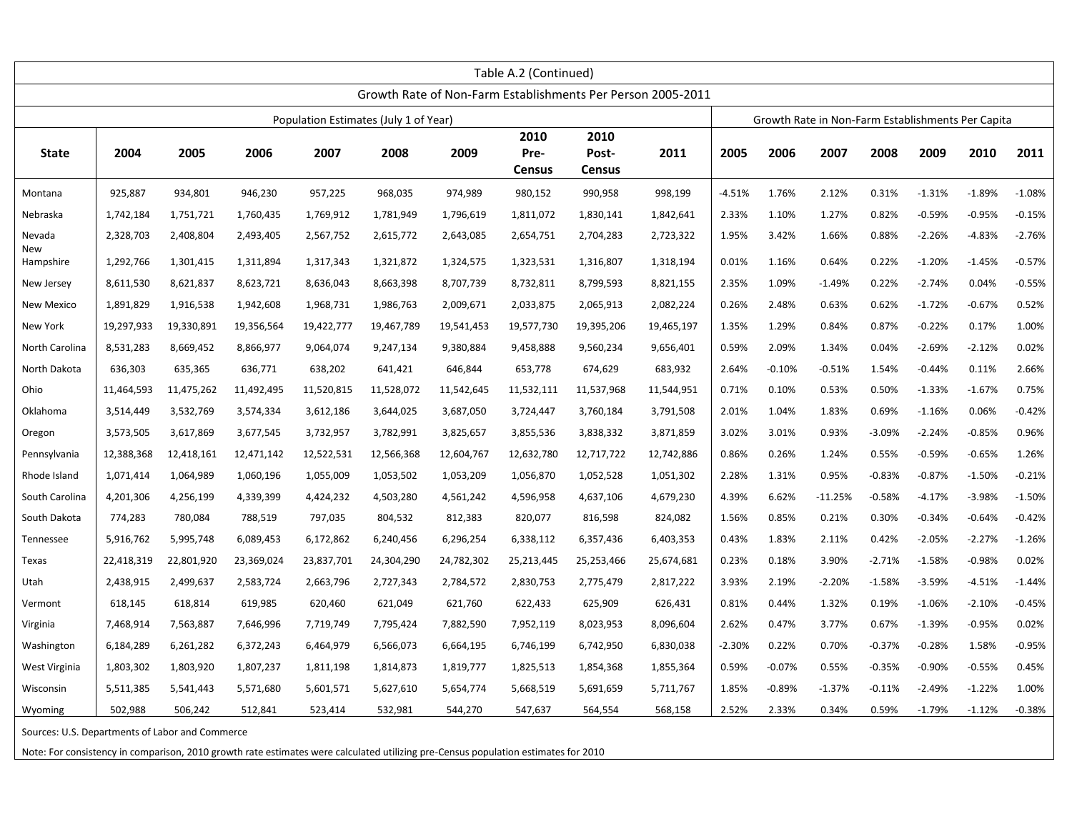Table A.2 (Continued)

Growth Rate of Non-Farm Establishments Per Person 2005-2011

| State | Population Estimates (July 1 of Year) | | | | | | | | | Growth Rate in Non-Farm Establishments Per Capita | | | | | | |
|---|---|---|---|---|---|---|---|---|---|---|---|---|---|---|---|---|
| | 2004 | 2005 | 2006 | 2007 | 2008 | 2009 | 2010 Pre-Census | 2010 Post-Census | 2011 | 2005 | 2006 | 2007 | 2008 | 2009 | 2010 | 2011 |
| Montana | 925,887 | 934,801 | 946,230 | 957,225 | 968,035 | 974,989 | 980,152 | 990,958 | 998,199 | -4.51% | 1.76% | 2.12% | 0.31% | -1.31% | -1.89% | -1.08% |
| Nebraska | 1,742,184 | 1,751,721 | 1,760,435 | 1,769,912 | 1,781,949 | 1,796,619 | 1,811,072 | 1,830,141 | 1,842,641 | 2.33% | 1.10% | 1.27% | 0.82% | -0.59% | -0.95% | -0.15% |
| Nevada | 2,328,703 | 2,408,804 | 2,493,405 | 2,567,752 | 2,615,772 | 2,643,085 | 2,654,751 | 2,704,283 | 2,723,322 | 1.95% | 3.42% | 1.66% | 0.88% | -2.26% | -4.83% | -2.76% |
| New Hampshire | 1,292,766 | 1,301,415 | 1,311,894 | 1,317,343 | 1,321,872 | 1,324,575 | 1,323,531 | 1,316,807 | 1,318,194 | 0.01% | 1.16% | 0.64% | 0.22% | -1.20% | -1.45% | -0.57% |
| New Jersey | 8,611,530 | 8,621,837 | 8,623,721 | 8,636,043 | 8,663,398 | 8,707,739 | 8,732,811 | 8,799,593 | 8,821,155 | 2.35% | 1.09% | -1.49% | 0.22% | -2.74% | 0.04% | -0.55% |
| New Mexico | 1,891,829 | 1,916,538 | 1,942,608 | 1,968,731 | 1,986,763 | 2,009,671 | 2,033,875 | 2,065,913 | 2,082,224 | 0.26% | 2.48% | 0.63% | 0.62% | -1.72% | -0.67% | 0.52% |
| New York | 19,297,933 | 19,330,891 | 19,356,564 | 19,422,777 | 19,467,789 | 19,541,453 | 19,577,730 | 19,395,206 | 19,465,197 | 1.35% | 1.29% | 0.84% | 0.87% | -0.22% | 0.17% | 1.00% |
| North Carolina | 8,531,283 | 8,669,452 | 8,866,977 | 9,064,074 | 9,247,134 | 9,380,884 | 9,458,888 | 9,560,234 | 9,656,401 | 0.59% | 2.09% | 1.34% | 0.04% | -2.69% | -2.12% | 0.02% |
| North Dakota | 636,303 | 635,365 | 636,771 | 638,202 | 641,421 | 646,844 | 653,778 | 674,629 | 683,932 | 2.64% | -0.10% | -0.51% | 1.54% | -0.44% | 0.11% | 2.66% |
| Ohio | 11,464,593 | 11,475,262 | 11,492,495 | 11,520,815 | 11,528,072 | 11,542,645 | 11,532,111 | 11,537,968 | 11,544,951 | 0.71% | 0.10% | 0.53% | 0.50% | -1.33% | -1.67% | 0.75% |
| Oklahoma | 3,514,449 | 3,532,769 | 3,574,334 | 3,612,186 | 3,644,025 | 3,687,050 | 3,724,447 | 3,760,184 | 3,791,508 | 2.01% | 1.04% | 1.83% | 0.69% | -1.16% | 0.06% | -0.42% |
| Oregon | 3,573,505 | 3,617,869 | 3,677,545 | 3,732,957 | 3,782,991 | 3,825,657 | 3,855,536 | 3,838,332 | 3,871,859 | 3.02% | 3.01% | 0.93% | -3.09% | -2.24% | -0.85% | 0.96% |
| Pennsylvania | 12,388,368 | 12,418,161 | 12,471,142 | 12,522,531 | 12,566,368 | 12,604,767 | 12,632,780 | 12,717,722 | 12,742,886 | 0.86% | 0.26% | 1.24% | 0.55% | -0.59% | -0.65% | 1.26% |
| Rhode Island | 1,071,414 | 1,064,989 | 1,060,196 | 1,055,009 | 1,053,502 | 1,053,209 | 1,056,870 | 1,052,528 | 1,051,302 | 2.28% | 1.31% | 0.95% | -0.83% | -0.87% | -1.50% | -0.21% |
| South Carolina | 4,201,306 | 4,256,199 | 4,339,399 | 4,424,232 | 4,503,280 | 4,561,242 | 4,596,958 | 4,637,106 | 4,679,230 | 4.39% | 6.62% | -11.25% | -0.58% | -4.17% | -3.98% | -1.50% |
| South Dakota | 774,283 | 780,084 | 788,519 | 797,035 | 804,532 | 812,383 | 820,077 | 816,598 | 824,082 | 1.56% | 0.85% | 0.21% | 0.30% | -0.34% | -0.64% | -0.42% |
| Tennessee | 5,916,762 | 5,995,748 | 6,089,453 | 6,172,862 | 6,240,456 | 6,296,254 | 6,338,112 | 6,357,436 | 6,403,353 | 0.43% | 1.83% | 2.11% | 0.42% | -2.05% | -2.27% | -1.26% |
| Texas | 22,418,319 | 22,801,920 | 23,369,024 | 23,837,701 | 24,304,290 | 24,782,302 | 25,213,445 | 25,253,466 | 25,674,681 | 0.23% | 0.18% | 3.90% | -2.71% | -1.58% | -0.98% | 0.02% |
| Utah | 2,438,915 | 2,499,637 | 2,583,724 | 2,663,796 | 2,727,343 | 2,784,572 | 2,830,753 | 2,775,479 | 2,817,222 | 3.93% | 2.19% | -2.20% | -1.58% | -3.59% | -4.51% | -1.44% |
| Vermont | 618,145 | 618,814 | 619,985 | 620,460 | 621,049 | 621,760 | 622,433 | 625,909 | 626,431 | 0.81% | 0.44% | 1.32% | 0.19% | -1.06% | -2.10% | -0.45% |
| Virginia | 7,468,914 | 7,563,887 | 7,646,996 | 7,719,749 | 7,795,424 | 7,882,590 | 7,952,119 | 8,023,953 | 8,096,604 | 2.62% | 0.47% | 3.77% | 0.67% | -1.39% | -0.95% | 0.02% |
| Washington | 6,184,289 | 6,261,282 | 6,372,243 | 6,464,979 | 6,566,073 | 6,664,195 | 6,746,199 | 6,742,950 | 6,830,038 | -2.30% | 0.22% | 0.70% | -0.37% | -0.28% | 1.58% | -0.95% |
| West Virginia | 1,803,302 | 1,803,920 | 1,807,237 | 1,811,198 | 1,814,873 | 1,819,777 | 1,825,513 | 1,854,368 | 1,855,364 | 0.59% | -0.07% | 0.55% | -0.35% | -0.90% | -0.55% | 0.45% |
| Wisconsin | 5,511,385 | 5,541,443 | 5,571,680 | 5,601,571 | 5,627,610 | 5,654,774 | 5,668,519 | 5,691,659 | 5,711,767 | 1.85% | -0.89% | -1.37% | -0.11% | -2.49% | -1.22% | 1.00% |
| Wyoming | 502,988 | 506,242 | 512,841 | 523,414 | 532,981 | 544,270 | 547,637 | 564,554 | 568,158 | 2.52% | 2.33% | 0.34% | 0.59% | -1.79% | -1.12% | -0.38% |

Sources: U.S. Departments of Labor and Commerce

Note: For consistency in comparison, 2010 growth rate estimates were calculated utilizing pre-Census population estimates for 2010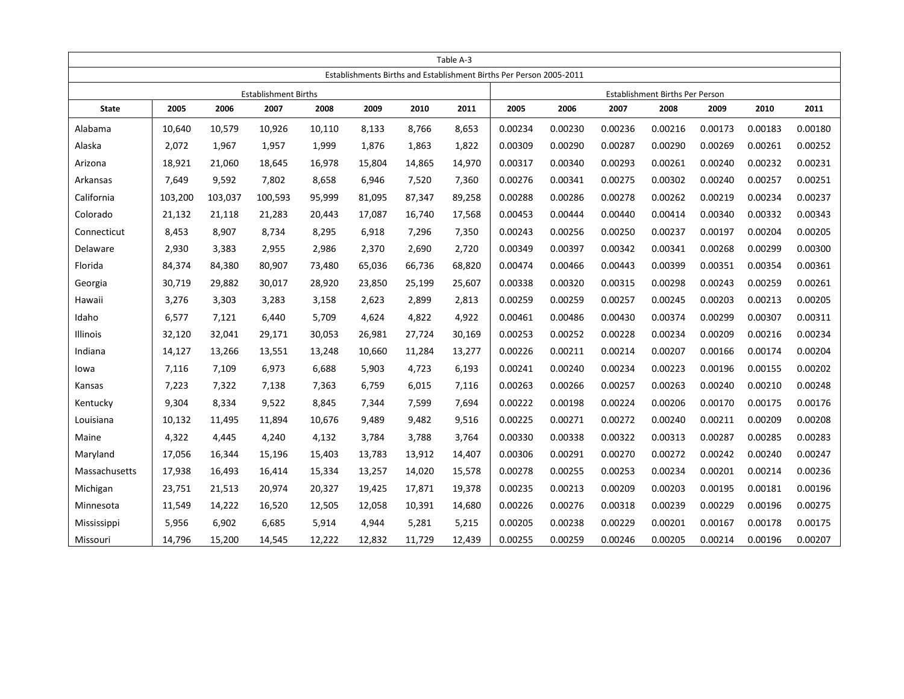| Table A-3 | | | | | | | | | | | | | | |
|---|---|---|---|---|---|---|---|---|---|---|---|---|---|---|
| Establishments Births and Establishment Births Per Person 2005-2011 | | | | | | | | | | | | | | |
| | Establishment Births | | | | | | | Establishment Births Per Person | | | | | | |
| **State** | **2005** | **2006** | **2007** | **2008** | **2009** | **2010** | **2011** | **2005** | **2006** | **2007** | **2008** | **2009** | **2010** | **2011** |
| Alabama | 10,640 | 10,579 | 10,926 | 10,110 | 8,133 | 8,766 | 8,653 | 0.00234 | 0.00230 | 0.00236 | 0.00216 | 0.00173 | 0.00183 | 0.00180 |
| Alaska | 2,072 | 1,967 | 1,957 | 1,999 | 1,876 | 1,863 | 1,822 | 0.00309 | 0.00290 | 0.00287 | 0.00290 | 0.00269 | 0.00261 | 0.00252 |
| Arizona | 18,921 | 21,060 | 18,645 | 16,978 | 15,804 | 14,865 | 14,970 | 0.00317 | 0.00340 | 0.00293 | 0.00261 | 0.00240 | 0.00232 | 0.00231 |
| Arkansas | 7,649 | 9,592 | 7,802 | 8,658 | 6,946 | 7,520 | 7,360 | 0.00276 | 0.00341 | 0.00275 | 0.00302 | 0.00240 | 0.00257 | 0.00251 |
| California | 103,200 | 103,037 | 100,593 | 95,999 | 81,095 | 87,347 | 89,258 | 0.00288 | 0.00286 | 0.00278 | 0.00262 | 0.00219 | 0.00234 | 0.00237 |
| Colorado | 21,132 | 21,118 | 21,283 | 20,443 | 17,087 | 16,740 | 17,568 | 0.00453 | 0.00444 | 0.00440 | 0.00414 | 0.00340 | 0.00332 | 0.00343 |
| Connecticut | 8,453 | 8,907 | 8,734 | 8,295 | 6,918 | 7,296 | 7,350 | 0.00243 | 0.00256 | 0.00250 | 0.00237 | 0.00197 | 0.00204 | 0.00205 |
| Delaware | 2,930 | 3,383 | 2,955 | 2,986 | 2,370 | 2,690 | 2,720 | 0.00349 | 0.00397 | 0.00342 | 0.00341 | 0.00268 | 0.00299 | 0.00300 |
| Florida | 84,374 | 84,380 | 80,907 | 73,480 | 65,036 | 66,736 | 68,820 | 0.00474 | 0.00466 | 0.00443 | 0.00399 | 0.00351 | 0.00354 | 0.00361 |
| Georgia | 30,719 | 29,882 | 30,017 | 28,920 | 23,850 | 25,199 | 25,607 | 0.00338 | 0.00320 | 0.00315 | 0.00298 | 0.00243 | 0.00259 | 0.00261 |
| Hawaii | 3,276 | 3,303 | 3,283 | 3,158 | 2,623 | 2,899 | 2,813 | 0.00259 | 0.00259 | 0.00257 | 0.00245 | 0.00203 | 0.00213 | 0.00205 |
| Idaho | 6,577 | 7,121 | 6,440 | 5,709 | 4,624 | 4,822 | 4,922 | 0.00461 | 0.00486 | 0.00430 | 0.00374 | 0.00299 | 0.00307 | 0.00311 |
| Illinois | 32,120 | 32,041 | 29,171 | 30,053 | 26,981 | 27,724 | 30,169 | 0.00253 | 0.00252 | 0.00228 | 0.00234 | 0.00209 | 0.00216 | 0.00234 |
| Indiana | 14,127 | 13,266 | 13,551 | 13,248 | 10,660 | 11,284 | 13,277 | 0.00226 | 0.00211 | 0.00214 | 0.00207 | 0.00166 | 0.00174 | 0.00204 |
| Iowa | 7,116 | 7,109 | 6,973 | 6,688 | 5,903 | 4,723 | 6,193 | 0.00241 | 0.00240 | 0.00234 | 0.00223 | 0.00196 | 0.00155 | 0.00202 |
| Kansas | 7,223 | 7,322 | 7,138 | 7,363 | 6,759 | 6,015 | 7,116 | 0.00263 | 0.00266 | 0.00257 | 0.00263 | 0.00240 | 0.00210 | 0.00248 |
| Kentucky | 9,304 | 8,334 | 9,522 | 8,845 | 7,344 | 7,599 | 7,694 | 0.00222 | 0.00198 | 0.00224 | 0.00206 | 0.00170 | 0.00175 | 0.00176 |
| Louisiana | 10,132 | 11,495 | 11,894 | 10,676 | 9,489 | 9,482 | 9,516 | 0.00225 | 0.00271 | 0.00272 | 0.00240 | 0.00211 | 0.00209 | 0.00208 |
| Maine | 4,322 | 4,445 | 4,240 | 4,132 | 3,784 | 3,788 | 3,764 | 0.00330 | 0.00338 | 0.00322 | 0.00313 | 0.00287 | 0.00285 | 0.00283 |
| Maryland | 17,056 | 16,344 | 15,196 | 15,403 | 13,783 | 13,912 | 14,407 | 0.00306 | 0.00291 | 0.00270 | 0.00272 | 0.00242 | 0.00240 | 0.00247 |
| Massachusetts | 17,938 | 16,493 | 16,414 | 15,334 | 13,257 | 14,020 | 15,578 | 0.00278 | 0.00255 | 0.00253 | 0.00234 | 0.00201 | 0.00214 | 0.00236 |
| Michigan | 23,751 | 21,513 | 20,974 | 20,327 | 19,425 | 17,871 | 19,378 | 0.00235 | 0.00213 | 0.00209 | 0.00203 | 0.00195 | 0.00181 | 0.00196 |
| Minnesota | 11,549 | 14,222 | 16,520 | 12,505 | 12,058 | 10,391 | 14,680 | 0.00226 | 0.00276 | 0.00318 | 0.00239 | 0.00229 | 0.00196 | 0.00275 |
| Mississippi | 5,956 | 6,902 | 6,685 | 5,914 | 4,944 | 5,281 | 5,215 | 0.00205 | 0.00238 | 0.00229 | 0.00201 | 0.00167 | 0.00178 | 0.00175 |
| Missouri | 14,796 | 15,200 | 14,545 | 12,222 | 12,832 | 11,729 | 12,439 | 0.00255 | 0.00259 | 0.00246 | 0.00205 | 0.00214 | 0.00196 | 0.00207 |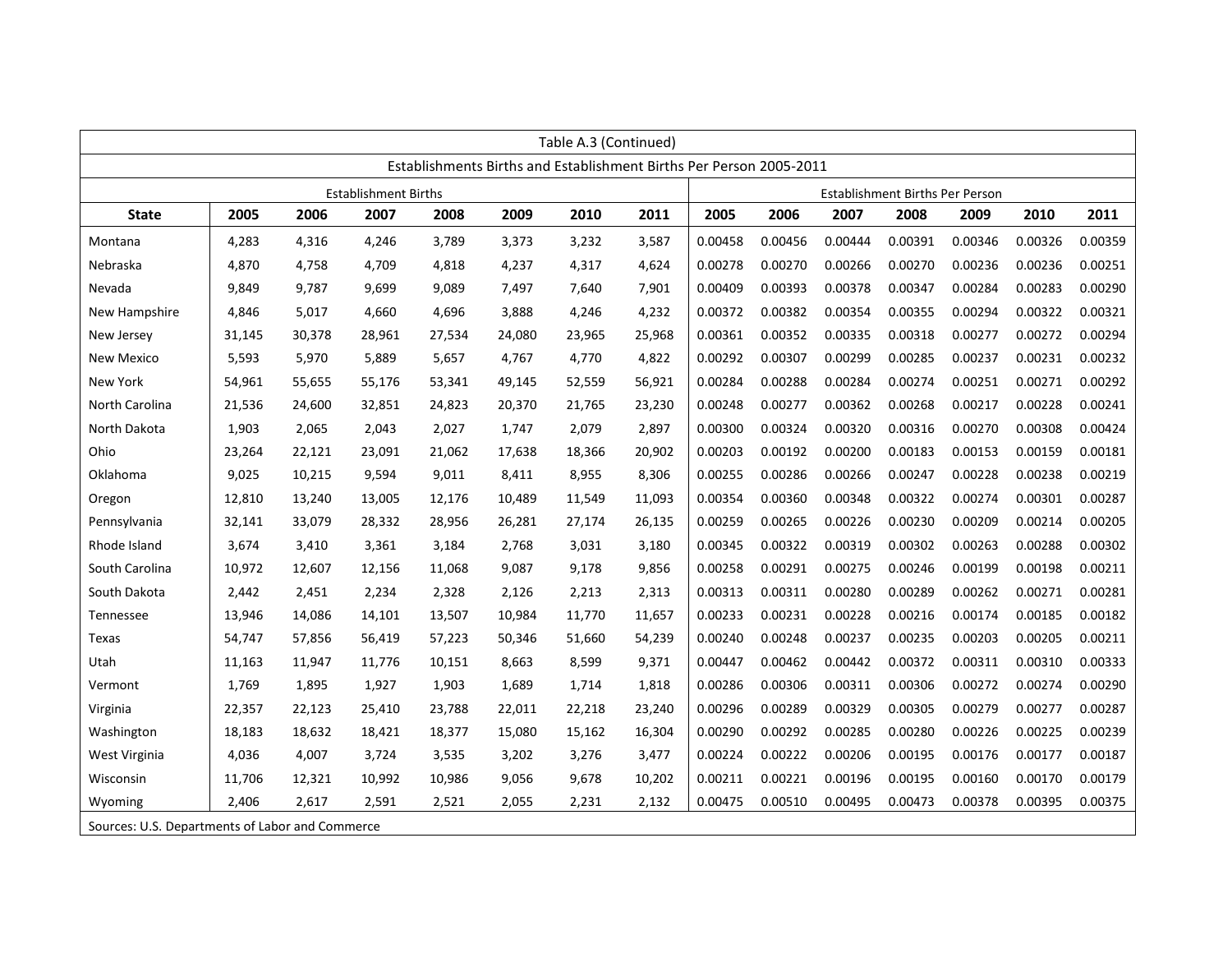Table A.3 (Continued)

Establishments Births and Establishment Births Per Person 2005-2011

| | Establishment Births | | | | | | | Establishment Births Per Person | | | | | | |
|---|---|---|---|---|---|---|---|---|---|---|---|---|---|---|
| **State** | **2005** | **2006** | **2007** | **2008** | **2009** | **2010** | **2011** | **2005** | **2006** | **2007** | **2008** | **2009** | **2010** | **2011** |
| Montana | 4,283 | 4,316 | 4,246 | 3,789 | 3,373 | 3,232 | 3,587 | 0.00458 | 0.00456 | 0.00444 | 0.00391 | 0.00346 | 0.00326 | 0.00359 |
| Nebraska | 4,870 | 4,758 | 4,709 | 4,818 | 4,237 | 4,317 | 4,624 | 0.00278 | 0.00270 | 0.00266 | 0.00270 | 0.00236 | 0.00236 | 0.00251 |
| Nevada | 9,849 | 9,787 | 9,699 | 9,089 | 7,497 | 7,640 | 7,901 | 0.00409 | 0.00393 | 0.00378 | 0.00347 | 0.00284 | 0.00283 | 0.00290 |
| New Hampshire | 4,846 | 5,017 | 4,660 | 4,696 | 3,888 | 4,246 | 4,232 | 0.00372 | 0.00382 | 0.00354 | 0.00355 | 0.00294 | 0.00322 | 0.00321 |
| New Jersey | 31,145 | 30,378 | 28,961 | 27,534 | 24,080 | 23,965 | 25,968 | 0.00361 | 0.00352 | 0.00335 | 0.00318 | 0.00277 | 0.00272 | 0.00294 |
| New Mexico | 5,593 | 5,970 | 5,889 | 5,657 | 4,767 | 4,770 | 4,822 | 0.00292 | 0.00307 | 0.00299 | 0.00285 | 0.00237 | 0.00231 | 0.00232 |
| New York | 54,961 | 55,655 | 55,176 | 53,341 | 49,145 | 52,559 | 56,921 | 0.00284 | 0.00288 | 0.00284 | 0.00274 | 0.00251 | 0.00271 | 0.00292 |
| North Carolina | 21,536 | 24,600 | 32,851 | 24,823 | 20,370 | 21,765 | 23,230 | 0.00248 | 0.00277 | 0.00362 | 0.00268 | 0.00217 | 0.00228 | 0.00241 |
| North Dakota | 1,903 | 2,065 | 2,043 | 2,027 | 1,747 | 2,079 | 2,897 | 0.00300 | 0.00324 | 0.00320 | 0.00316 | 0.00270 | 0.00308 | 0.00424 |
| Ohio | 23,264 | 22,121 | 23,091 | 21,062 | 17,638 | 18,366 | 20,902 | 0.00203 | 0.00192 | 0.00200 | 0.00183 | 0.00153 | 0.00159 | 0.00181 |
| Oklahoma | 9,025 | 10,215 | 9,594 | 9,011 | 8,411 | 8,955 | 8,306 | 0.00255 | 0.00286 | 0.00266 | 0.00247 | 0.00228 | 0.00238 | 0.00219 |
| Oregon | 12,810 | 13,240 | 13,005 | 12,176 | 10,489 | 11,549 | 11,093 | 0.00354 | 0.00360 | 0.00348 | 0.00322 | 0.00274 | 0.00301 | 0.00287 |
| Pennsylvania | 32,141 | 33,079 | 28,332 | 28,956 | 26,281 | 27,174 | 26,135 | 0.00259 | 0.00265 | 0.00226 | 0.00230 | 0.00209 | 0.00214 | 0.00205 |
| Rhode Island | 3,674 | 3,410 | 3,361 | 3,184 | 2,768 | 3,031 | 3,180 | 0.00345 | 0.00322 | 0.00319 | 0.00302 | 0.00263 | 0.00288 | 0.00302 |
| South Carolina | 10,972 | 12,607 | 12,156 | 11,068 | 9,087 | 9,178 | 9,856 | 0.00258 | 0.00291 | 0.00275 | 0.00246 | 0.00199 | 0.00198 | 0.00211 |
| South Dakota | 2,442 | 2,451 | 2,234 | 2,328 | 2,126 | 2,213 | 2,313 | 0.00313 | 0.00311 | 0.00280 | 0.00289 | 0.00262 | 0.00271 | 0.00281 |
| Tennessee | 13,946 | 14,086 | 14,101 | 13,507 | 10,984 | 11,770 | 11,657 | 0.00233 | 0.00231 | 0.00228 | 0.00216 | 0.00174 | 0.00185 | 0.00182 |
| Texas | 54,747 | 57,856 | 56,419 | 57,223 | 50,346 | 51,660 | 54,239 | 0.00240 | 0.00248 | 0.00237 | 0.00235 | 0.00203 | 0.00205 | 0.00211 |
| Utah | 11,163 | 11,947 | 11,776 | 10,151 | 8,663 | 8,599 | 9,371 | 0.00447 | 0.00462 | 0.00442 | 0.00372 | 0.00311 | 0.00310 | 0.00333 |
| Vermont | 1,769 | 1,895 | 1,927 | 1,903 | 1,689 | 1,714 | 1,818 | 0.00286 | 0.00306 | 0.00311 | 0.00306 | 0.00272 | 0.00274 | 0.00290 |
| Virginia | 22,357 | 22,123 | 25,410 | 23,788 | 22,011 | 22,218 | 23,240 | 0.00296 | 0.00289 | 0.00329 | 0.00305 | 0.00279 | 0.00277 | 0.00287 |
| Washington | 18,183 | 18,632 | 18,421 | 18,377 | 15,080 | 15,162 | 16,304 | 0.00290 | 0.00292 | 0.00285 | 0.00280 | 0.00226 | 0.00225 | 0.00239 |
| West Virginia | 4,036 | 4,007 | 3,724 | 3,535 | 3,202 | 3,276 | 3,477 | 0.00224 | 0.00222 | 0.00206 | 0.00195 | 0.00176 | 0.00177 | 0.00187 |
| Wisconsin | 11,706 | 12,321 | 10,992 | 10,986 | 9,056 | 9,678 | 10,202 | 0.00211 | 0.00221 | 0.00196 | 0.00195 | 0.00160 | 0.00170 | 0.00179 |
| Wyoming | 2,406 | 2,617 | 2,591 | 2,521 | 2,055 | 2,231 | 2,132 | 0.00475 | 0.00510 | 0.00495 | 0.00473 | 0.00378 | 0.00395 | 0.00375 |

Sources: U.S. Departments of Labor and Commerce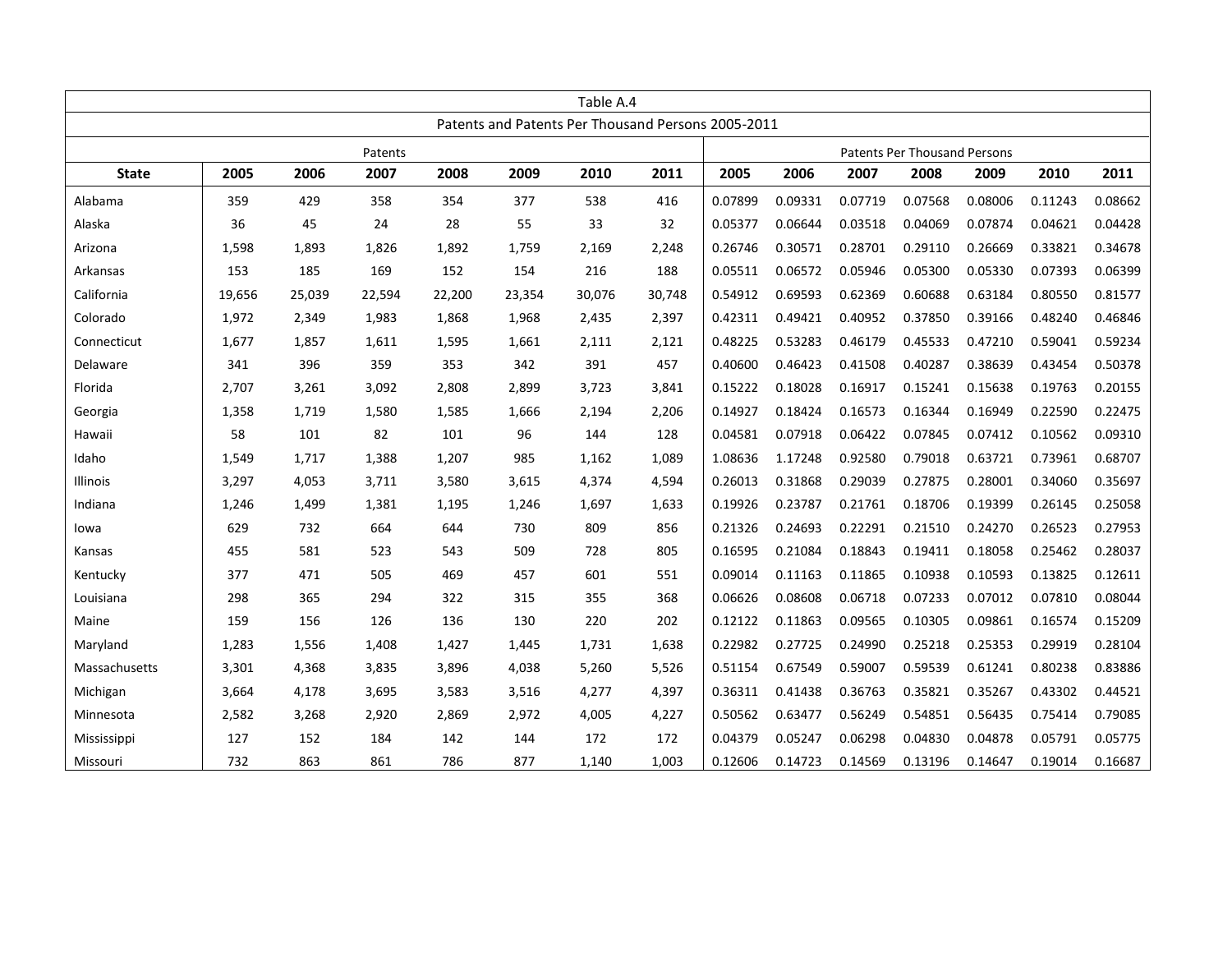| Table A.4 | | | | | | | | | | | | | | |
|---|---|---|---|---|---|---|---|---|---|---|---|---|---|---|
| Patents and Patents Per Thousand Persons 2005-2011 | | | | | | | | | | | | | | |
| | Patents | | | | | | | Patents Per Thousand Persons | | | | | | |
| **State** | **2005** | **2006** | **2007** | **2008** | **2009** | **2010** | **2011** | **2005** | **2006** | **2007** | **2008** | **2009** | **2010** | **2011** |
| Alabama | 359 | 429 | 358 | 354 | 377 | 538 | 416 | 0.07899 | 0.09331 | 0.07719 | 0.07568 | 0.08006 | 0.11243 | 0.08662 |
| Alaska | 36 | 45 | 24 | 28 | 55 | 33 | 32 | 0.05377 | 0.06644 | 0.03518 | 0.04069 | 0.07874 | 0.04621 | 0.04428 |
| Arizona | 1,598 | 1,893 | 1,826 | 1,892 | 1,759 | 2,169 | 2,248 | 0.26746 | 0.30571 | 0.28701 | 0.29110 | 0.26669 | 0.33821 | 0.34678 |
| Arkansas | 153 | 185 | 169 | 152 | 154 | 216 | 188 | 0.05511 | 0.06572 | 0.05946 | 0.05300 | 0.05330 | 0.07393 | 0.06399 |
| California | 19,656 | 25,039 | 22,594 | 22,200 | 23,354 | 30,076 | 30,748 | 0.54912 | 0.69593 | 0.62369 | 0.60688 | 0.63184 | 0.80550 | 0.81577 |
| Colorado | 1,972 | 2,349 | 1,983 | 1,868 | 1,968 | 2,435 | 2,397 | 0.42311 | 0.49421 | 0.40952 | 0.37850 | 0.39166 | 0.48240 | 0.46846 |
| Connecticut | 1,677 | 1,857 | 1,611 | 1,595 | 1,661 | 2,111 | 2,121 | 0.48225 | 0.53283 | 0.46179 | 0.45533 | 0.47210 | 0.59041 | 0.59234 |
| Delaware | 341 | 396 | 359 | 353 | 342 | 391 | 457 | 0.40600 | 0.46423 | 0.41508 | 0.40287 | 0.38639 | 0.43454 | 0.50378 |
| Florida | 2,707 | 3,261 | 3,092 | 2,808 | 2,899 | 3,723 | 3,841 | 0.15222 | 0.18028 | 0.16917 | 0.15241 | 0.15638 | 0.19763 | 0.20155 |
| Georgia | 1,358 | 1,719 | 1,580 | 1,585 | 1,666 | 2,194 | 2,206 | 0.14927 | 0.18424 | 0.16573 | 0.16344 | 0.16949 | 0.22590 | 0.22475 |
| Hawaii | 58 | 101 | 82 | 101 | 96 | 144 | 128 | 0.04581 | 0.07918 | 0.06422 | 0.07845 | 0.07412 | 0.10562 | 0.09310 |
| Idaho | 1,549 | 1,717 | 1,388 | 1,207 | 985 | 1,162 | 1,089 | 1.08636 | 1.17248 | 0.92580 | 0.79018 | 0.63721 | 0.73961 | 0.68707 |
| Illinois | 3,297 | 4,053 | 3,711 | 3,580 | 3,615 | 4,374 | 4,594 | 0.26013 | 0.31868 | 0.29039 | 0.27875 | 0.28001 | 0.34060 | 0.35697 |
| Indiana | 1,246 | 1,499 | 1,381 | 1,195 | 1,246 | 1,697 | 1,633 | 0.19926 | 0.23787 | 0.21761 | 0.18706 | 0.19399 | 0.26145 | 0.25058 |
| Iowa | 629 | 732 | 664 | 644 | 730 | 809 | 856 | 0.21326 | 0.24693 | 0.22291 | 0.21510 | 0.24270 | 0.26523 | 0.27953 |
| Kansas | 455 | 581 | 523 | 543 | 509 | 728 | 805 | 0.16595 | 0.21084 | 0.18843 | 0.19411 | 0.18058 | 0.25462 | 0.28037 |
| Kentucky | 377 | 471 | 505 | 469 | 457 | 601 | 551 | 0.09014 | 0.11163 | 0.11865 | 0.10938 | 0.10593 | 0.13825 | 0.12611 |
| Louisiana | 298 | 365 | 294 | 322 | 315 | 355 | 368 | 0.06626 | 0.08608 | 0.06718 | 0.07233 | 0.07012 | 0.07810 | 0.08044 |
| Maine | 159 | 156 | 126 | 136 | 130 | 220 | 202 | 0.12122 | 0.11863 | 0.09565 | 0.10305 | 0.09861 | 0.16574 | 0.15209 |
| Maryland | 1,283 | 1,556 | 1,408 | 1,427 | 1,445 | 1,731 | 1,638 | 0.22982 | 0.27725 | 0.24990 | 0.25218 | 0.25353 | 0.29919 | 0.28104 |
| Massachusetts | 3,301 | 4,368 | 3,835 | 3,896 | 4,038 | 5,260 | 5,526 | 0.51154 | 0.67549 | 0.59007 | 0.59539 | 0.61241 | 0.80238 | 0.83886 |
| Michigan | 3,664 | 4,178 | 3,695 | 3,583 | 3,516 | 4,277 | 4,397 | 0.36311 | 0.41438 | 0.36763 | 0.35821 | 0.35267 | 0.43302 | 0.44521 |
| Minnesota | 2,582 | 3,268 | 2,920 | 2,869 | 2,972 | 4,005 | 4,227 | 0.50562 | 0.63477 | 0.56249 | 0.54851 | 0.56435 | 0.75414 | 0.79085 |
| Mississippi | 127 | 152 | 184 | 142 | 144 | 172 | 172 | 0.04379 | 0.05247 | 0.06298 | 0.04830 | 0.04878 | 0.05791 | 0.05775 |
| Missouri | 732 | 863 | 861 | 786 | 877 | 1,140 | 1,003 | 0.12606 | 0.14723 | 0.14569 | 0.13196 | 0.14647 | 0.19014 | 0.16687 |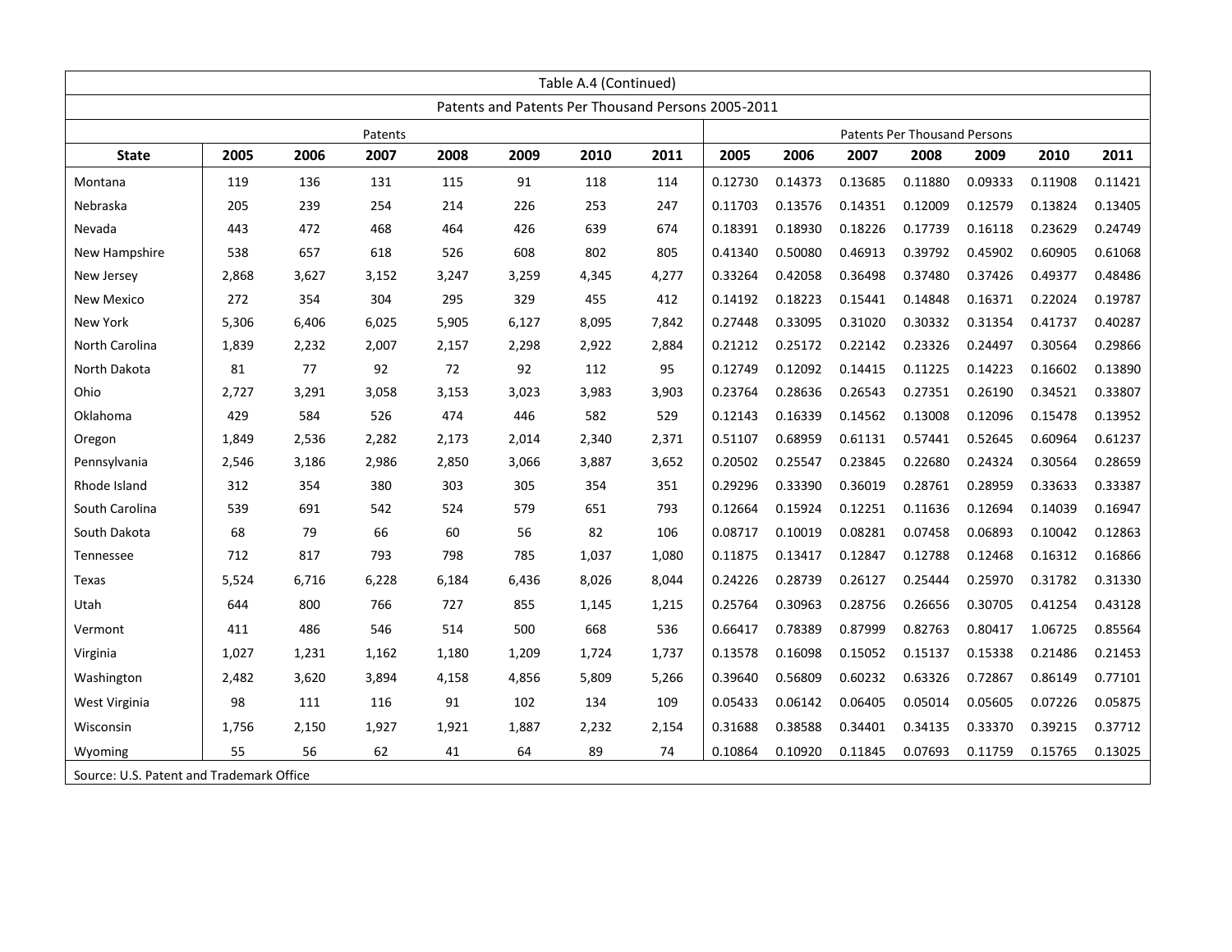| Table A.4 (Continued) | | | | | | | | | | | | | | |
|---|---|---|---|---|---|---|---|---|---|---|---|---|---|---|
| Patents and Patents Per Thousand Persons 2005-2011 | | | | | | | | | | | | | | |
| | Patents | | | | | | | Patents Per Thousand Persons | | | | | | |
| **State** | **2005** | **2006** | **2007** | **2008** | **2009** | **2010** | **2011** | **2005** | **2006** | **2007** | **2008** | **2009** | **2010** | **2011** |
| Montana | 119 | 136 | 131 | 115 | 91 | 118 | 114 | 0.12730 | 0.14373 | 0.13685 | 0.11880 | 0.09333 | 0.11908 | 0.11421 |
| Nebraska | 205 | 239 | 254 | 214 | 226 | 253 | 247 | 0.11703 | 0.13576 | 0.14351 | 0.12009 | 0.12579 | 0.13824 | 0.13405 |
| Nevada | 443 | 472 | 468 | 464 | 426 | 639 | 674 | 0.18391 | 0.18930 | 0.18226 | 0.17739 | 0.16118 | 0.23629 | 0.24749 |
| New Hampshire | 538 | 657 | 618 | 526 | 608 | 802 | 805 | 0.41340 | 0.50080 | 0.46913 | 0.39792 | 0.45902 | 0.60905 | 0.61068 |
| New Jersey | 2,868 | 3,627 | 3,152 | 3,247 | 3,259 | 4,345 | 4,277 | 0.33264 | 0.42058 | 0.36498 | 0.37480 | 0.37426 | 0.49377 | 0.48486 |
| New Mexico | 272 | 354 | 304 | 295 | 329 | 455 | 412 | 0.14192 | 0.18223 | 0.15441 | 0.14848 | 0.16371 | 0.22024 | 0.19787 |
| New York | 5,306 | 6,406 | 6,025 | 5,905 | 6,127 | 8,095 | 7,842 | 0.27448 | 0.33095 | 0.31020 | 0.30332 | 0.31354 | 0.41737 | 0.40287 |
| North Carolina | 1,839 | 2,232 | 2,007 | 2,157 | 2,298 | 2,922 | 2,884 | 0.21212 | 0.25172 | 0.22142 | 0.23326 | 0.24497 | 0.30564 | 0.29866 |
| North Dakota | 81 | 77 | 92 | 72 | 92 | 112 | 95 | 0.12749 | 0.12092 | 0.14415 | 0.11225 | 0.14223 | 0.16602 | 0.13890 |
| Ohio | 2,727 | 3,291 | 3,058 | 3,153 | 3,023 | 3,983 | 3,903 | 0.23764 | 0.28636 | 0.26543 | 0.27351 | 0.26190 | 0.34521 | 0.33807 |
| Oklahoma | 429 | 584 | 526 | 474 | 446 | 582 | 529 | 0.12143 | 0.16339 | 0.14562 | 0.13008 | 0.12096 | 0.15478 | 0.13952 |
| Oregon | 1,849 | 2,536 | 2,282 | 2,173 | 2,014 | 2,340 | 2,371 | 0.51107 | 0.68959 | 0.61131 | 0.57441 | 0.52645 | 0.60964 | 0.61237 |
| Pennsylvania | 2,546 | 3,186 | 2,986 | 2,850 | 3,066 | 3,887 | 3,652 | 0.20502 | 0.25547 | 0.23845 | 0.22680 | 0.24324 | 0.30564 | 0.28659 |
| Rhode Island | 312 | 354 | 380 | 303 | 305 | 354 | 351 | 0.29296 | 0.33390 | 0.36019 | 0.28761 | 0.28959 | 0.33633 | 0.33387 |
| South Carolina | 539 | 691 | 542 | 524 | 579 | 651 | 793 | 0.12664 | 0.15924 | 0.12251 | 0.11636 | 0.12694 | 0.14039 | 0.16947 |
| South Dakota | 68 | 79 | 66 | 60 | 56 | 82 | 106 | 0.08717 | 0.10019 | 0.08281 | 0.07458 | 0.06893 | 0.10042 | 0.12863 |
| Tennessee | 712 | 817 | 793 | 798 | 785 | 1,037 | 1,080 | 0.11875 | 0.13417 | 0.12847 | 0.12788 | 0.12468 | 0.16312 | 0.16866 |
| Texas | 5,524 | 6,716 | 6,228 | 6,184 | 6,436 | 8,026 | 8,044 | 0.24226 | 0.28739 | 0.26127 | 0.25444 | 0.25970 | 0.31782 | 0.31330 |
| Utah | 644 | 800 | 766 | 727 | 855 | 1,145 | 1,215 | 0.25764 | 0.30963 | 0.28756 | 0.26656 | 0.30705 | 0.41254 | 0.43128 |
| Vermont | 411 | 486 | 546 | 514 | 500 | 668 | 536 | 0.66417 | 0.78389 | 0.87999 | 0.82763 | 0.80417 | 1.06725 | 0.85564 |
| Virginia | 1,027 | 1,231 | 1,162 | 1,180 | 1,209 | 1,724 | 1,737 | 0.13578 | 0.16098 | 0.15052 | 0.15137 | 0.15338 | 0.21486 | 0.21453 |
| Washington | 2,482 | 3,620 | 3,894 | 4,158 | 4,856 | 5,809 | 5,266 | 0.39640 | 0.56809 | 0.60232 | 0.63326 | 0.72867 | 0.86149 | 0.77101 |
| West Virginia | 98 | 111 | 116 | 91 | 102 | 134 | 109 | 0.05433 | 0.06142 | 0.06405 | 0.05014 | 0.05605 | 0.07226 | 0.05875 |
| Wisconsin | 1,756 | 2,150 | 1,927 | 1,921 | 1,887 | 2,232 | 2,154 | 0.31688 | 0.38588 | 0.34401 | 0.34135 | 0.33370 | 0.39215 | 0.37712 |
| Wyoming | 55 | 56 | 62 | 41 | 64 | 89 | 74 | 0.10864 | 0.10920 | 0.11845 | 0.07693 | 0.11759 | 0.15765 | 0.13025 |
| Source: U.S. Patent and Trademark Office | | | | | | | | | | | | | | |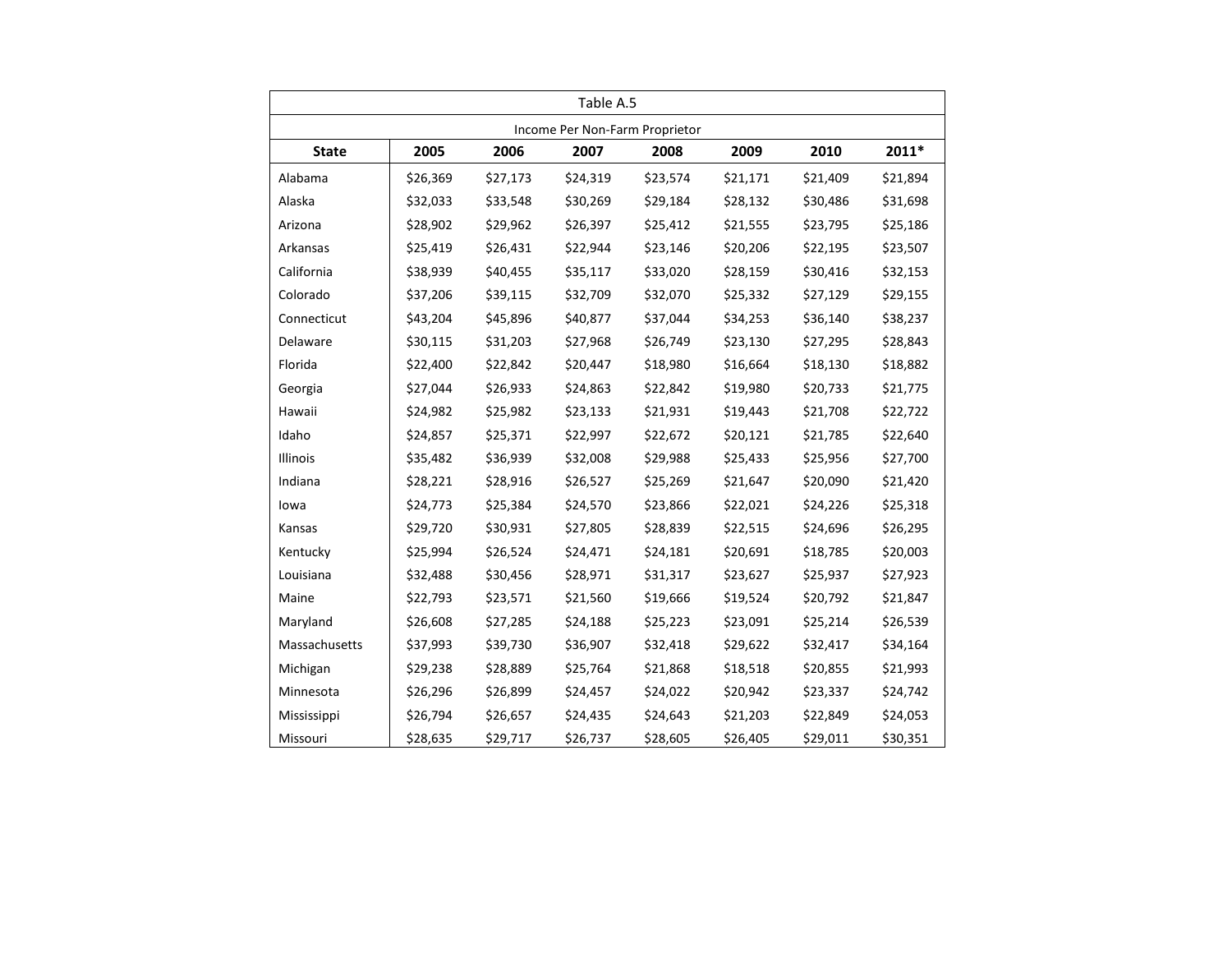Table A.5

Income Per Non-Farm Proprietor

| State | 2005 | 2006 | 2007 | 2008 | 2009 | 2010 | 2011* |
|---|---|---|---|---|---|---|---|
| Alabama | $26,369 | $27,173 | $24,319 | $23,574 | $21,171 | $21,409 | $21,894 |
| Alaska | $32,033 | $33,548 | $30,269 | $29,184 | $28,132 | $30,486 | $31,698 |
| Arizona | $28,902 | $29,962 | $26,397 | $25,412 | $21,555 | $23,795 | $25,186 |
| Arkansas | $25,419 | $26,431 | $22,944 | $23,146 | $20,206 | $22,195 | $23,507 |
| California | $38,939 | $40,455 | $35,117 | $33,020 | $28,159 | $30,416 | $32,153 |
| Colorado | $37,206 | $39,115 | $32,709 | $32,070 | $25,332 | $27,129 | $29,155 |
| Connecticut | $43,204 | $45,896 | $40,877 | $37,044 | $34,253 | $36,140 | $38,237 |
| Delaware | $30,115 | $31,203 | $27,968 | $26,749 | $23,130 | $27,295 | $28,843 |
| Florida | $22,400 | $22,842 | $20,447 | $18,980 | $16,664 | $18,130 | $18,882 |
| Georgia | $27,044 | $26,933 | $24,863 | $22,842 | $19,980 | $20,733 | $21,775 |
| Hawaii | $24,982 | $25,982 | $23,133 | $21,931 | $19,443 | $21,708 | $22,722 |
| Idaho | $24,857 | $25,371 | $22,997 | $22,672 | $20,121 | $21,785 | $22,640 |
| Illinois | $35,482 | $36,939 | $32,008 | $29,988 | $25,433 | $25,956 | $27,700 |
| Indiana | $28,221 | $28,916 | $26,527 | $25,269 | $21,647 | $20,090 | $21,420 |
| Iowa | $24,773 | $25,384 | $24,570 | $23,866 | $22,021 | $24,226 | $25,318 |
| Kansas | $29,720 | $30,931 | $27,805 | $28,839 | $22,515 | $24,696 | $26,295 |
| Kentucky | $25,994 | $26,524 | $24,471 | $24,181 | $20,691 | $18,785 | $20,003 |
| Louisiana | $32,488 | $30,456 | $28,971 | $31,317 | $23,627 | $25,937 | $27,923 |
| Maine | $22,793 | $23,571 | $21,560 | $19,666 | $19,524 | $20,792 | $21,847 |
| Maryland | $26,608 | $27,285 | $24,188 | $25,223 | $23,091 | $25,214 | $26,539 |
| Massachusetts | $37,993 | $39,730 | $36,907 | $32,418 | $29,622 | $32,417 | $34,164 |
| Michigan | $29,238 | $28,889 | $25,764 | $21,868 | $18,518 | $20,855 | $21,993 |
| Minnesota | $26,296 | $26,899 | $24,457 | $24,022 | $20,942 | $23,337 | $24,742 |
| Mississippi | $26,794 | $26,657 | $24,435 | $24,643 | $21,203 | $22,849 | $24,053 |
| Missouri | $28,635 | $29,717 | $26,737 | $28,605 | $26,405 | $29,011 | $30,351 |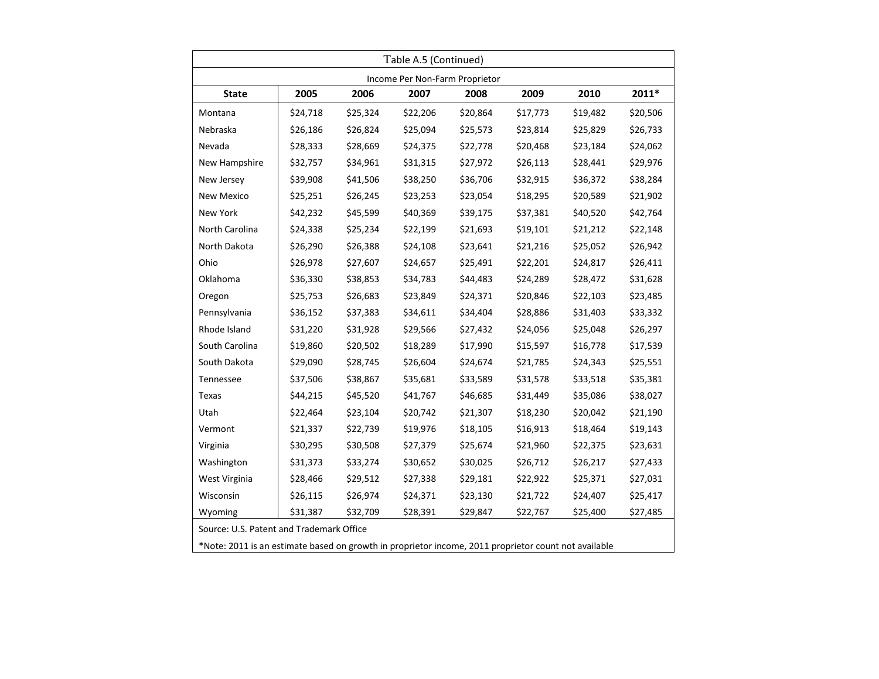Table A.5 (Continued)

| Income Per Non-Farm Proprietor | | | | | | | |
|---|---|---|---|---|---|---|---|
| **State** | **2005** | **2006** | **2007** | **2008** | **2009** | **2010** | **2011*** |
| Montana | $24,718 | $25,324 | $22,206 | $20,864 | $17,773 | $19,482 | $20,506 |
| Nebraska | $26,186 | $26,824 | $25,094 | $25,573 | $23,814 | $25,829 | $26,733 |
| Nevada | $28,333 | $28,669 | $24,375 | $22,778 | $20,468 | $23,184 | $24,062 |
| New Hampshire | $32,757 | $34,961 | $31,315 | $27,972 | $26,113 | $28,441 | $29,976 |
| New Jersey | $39,908 | $41,506 | $38,250 | $36,706 | $32,915 | $36,372 | $38,284 |
| New Mexico | $25,251 | $26,245 | $23,253 | $23,054 | $18,295 | $20,589 | $21,902 |
| New York | $42,232 | $45,599 | $40,369 | $39,175 | $37,381 | $40,520 | $42,764 |
| North Carolina | $24,338 | $25,234 | $22,199 | $21,693 | $19,101 | $21,212 | $22,148 |
| North Dakota | $26,290 | $26,388 | $24,108 | $23,641 | $21,216 | $25,052 | $26,942 |
| Ohio | $26,978 | $27,607 | $24,657 | $25,491 | $22,201 | $24,817 | $26,411 |
| Oklahoma | $36,330 | $38,853 | $34,783 | $44,483 | $24,289 | $28,472 | $31,628 |
| Oregon | $25,753 | $26,683 | $23,849 | $24,371 | $20,846 | $22,103 | $23,485 |
| Pennsylvania | $36,152 | $37,383 | $34,611 | $34,404 | $28,886 | $31,403 | $33,332 |
| Rhode Island | $31,220 | $31,928 | $29,566 | $27,432 | $24,056 | $25,048 | $26,297 |
| South Carolina | $19,860 | $20,502 | $18,289 | $17,990 | $15,597 | $16,778 | $17,539 |
| South Dakota | $29,090 | $28,745 | $26,604 | $24,674 | $21,785 | $24,343 | $25,551 |
| Tennessee | $37,506 | $38,867 | $35,681 | $33,589 | $31,578 | $33,518 | $35,381 |
| Texas | $44,215 | $45,520 | $41,767 | $46,685 | $31,449 | $35,086 | $38,027 |
| Utah | $22,464 | $23,104 | $20,742 | $21,307 | $18,230 | $20,042 | $21,190 |
| Vermont | $21,337 | $22,739 | $19,976 | $18,105 | $16,913 | $18,464 | $19,143 |
| Virginia | $30,295 | $30,508 | $27,379 | $25,674 | $21,960 | $22,375 | $23,631 |
| Washington | $31,373 | $33,274 | $30,652 | $30,025 | $26,712 | $26,217 | $27,433 |
| West Virginia | $28,466 | $29,512 | $27,338 | $29,181 | $22,922 | $25,371 | $27,031 |
| Wisconsin | $26,115 | $26,974 | $24,371 | $23,130 | $21,722 | $24,407 | $25,417 |
| Wyoming | $31,387 | $32,709 | $28,391 | $29,847 | $22,767 | $25,400 | $27,485 |

Source: U.S. Patent and Trademark Office

*Note: 2011 is an estimate based on growth in proprietor income, 2011 proprietor count not available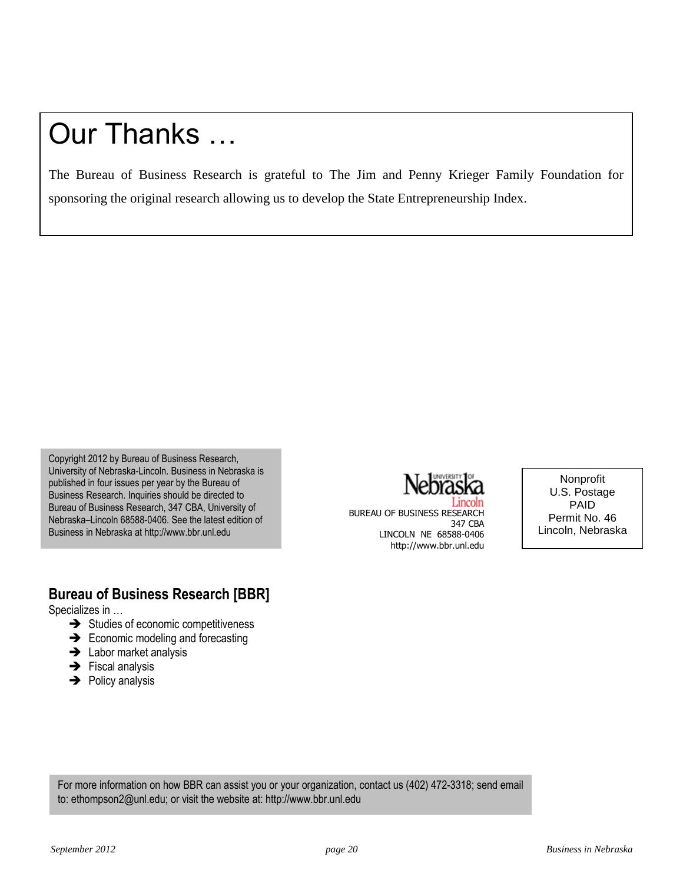# Our Thanks …

The Bureau of Business Research is grateful to The Jim and Penny Krieger Family Foundation for sponsoring the original research allowing us to develop the State Entrepreneurship Index.

Copyright 2012 by Bureau of Business Research, University of Nebraska-Lincoln. Business in Nebraska is published in four issues per year by the Bureau of Business Research. Inquiries should be directed to Bureau of Business Research, 347 CBA, University of Nebraska–Lincoln 68588-0406. See the latest edition of Business in Nebraska at http://www.bbr.unl.edu

University of Nebraska Lincoln
BUREAU OF BUSINESS RESEARCH
347 CBA
LINCOLN NE 68588-0406
http://www.bbr.unl.edu

Nonprofit
U.S. Postage
PAID
Permit No. 46
Lincoln, Nebraska

## Bureau of Business Research [BBR]

Specializes in …

- Studies of economic competitiveness
- Economic modeling and forecasting
- Labor market analysis
- Fiscal analysis
- Policy analysis

For more information on how BBR can assist you or your organization, contact us (402) 472-3318; send email to: ethompson2@unl.edu; or visit the website at: http://www.bbr.unl.edu